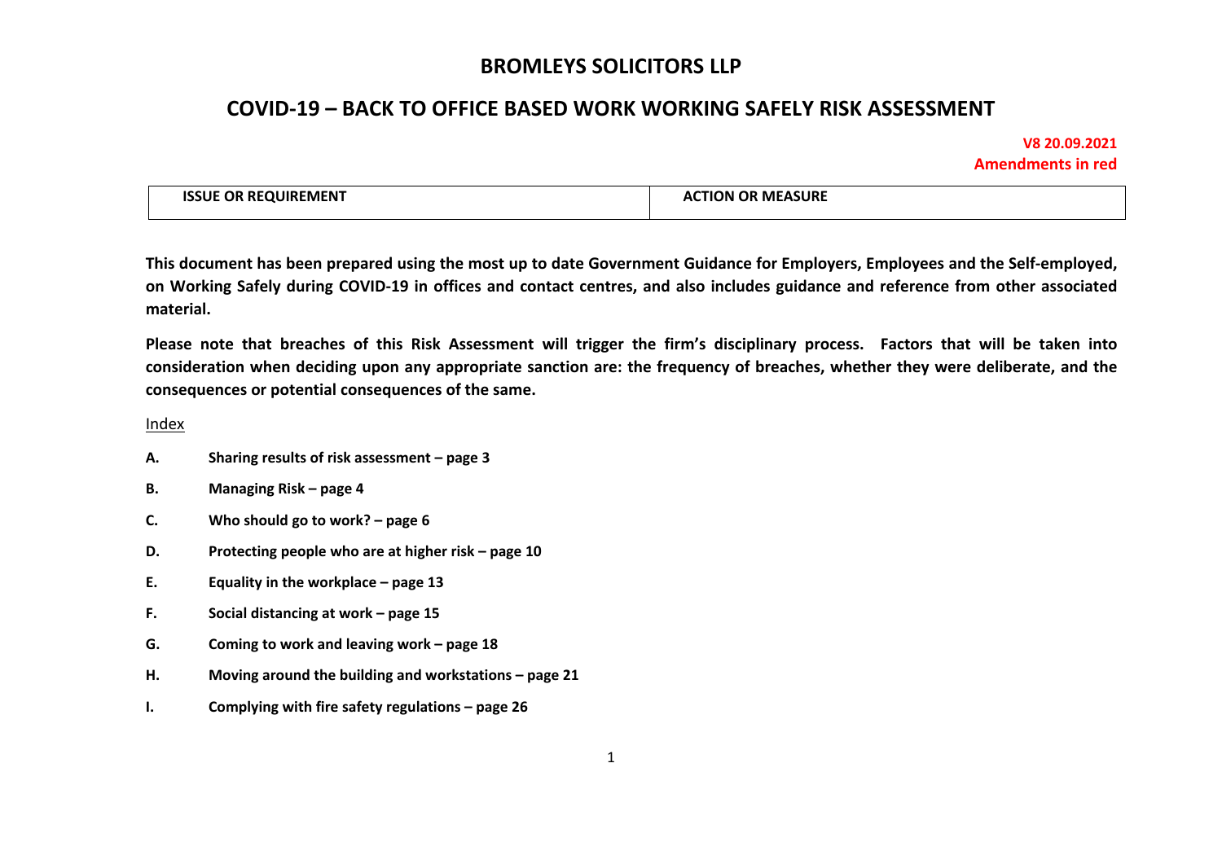# BROMLEYS SOLICITORS LLP

## COVID-19 – BACK TO OFFICE BASED WORK WORKING SAFELY RISK ASSESSMENT

**V8 20.09.2021**
**Amendments in red**

| ISSUE OR REQUIREMENT | ACTION OR MEASURE |
| --- | --- |

**This document has been prepared using the most up to date Government Guidance for Employers, Employees and the Self-employed, on Working Safely during COVID-19 in offices and contact centres, and also includes guidance and reference from other associated material.**

**Please note that breaches of this Risk Assessment will trigger the firm's disciplinary process. Factors that will be taken into consideration when deciding upon any appropriate sanction are: the frequency of breaches, whether they were deliberate, and the consequences or potential consequences of the same.**

Index

- **A.** **Sharing results of risk assessment – page 3**
- **B.** **Managing Risk – page 4**
- **C.** **Who should go to work? – page 6**
- **D.** **Protecting people who are at higher risk – page 10**
- **E.** **Equality in the workplace – page 13**
- **F.** **Social distancing at work – page 15**
- **G.** **Coming to work and leaving work – page 18**
- **H.** **Moving around the building and workstations – page 21**
- **I.** **Complying with fire safety regulations – page 26**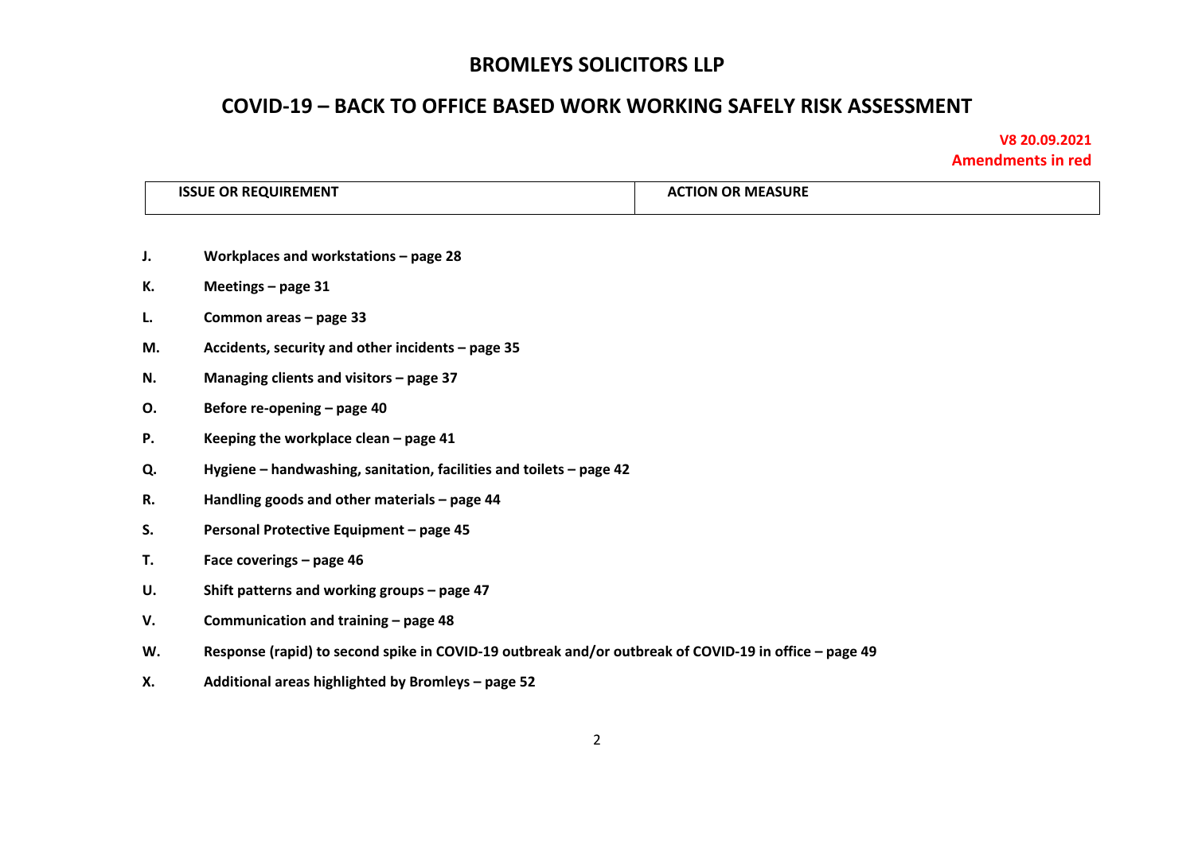# BROMLEYS SOLICITORS LLP

## COVID-19 – BACK TO OFFICE BASED WORK WORKING SAFELY RISK ASSESSMENT

**V8 20.09.2021**
**Amendments in red**

| ISSUE OR REQUIREMENT | ACTION OR MEASURE |
|---|---|

**J.** **Workplaces and workstations – page 28**

**K.** **Meetings – page 31**

**L.** **Common areas – page 33**

**M.** **Accidents, security and other incidents – page 35**

**N.** **Managing clients and visitors – page 37**

**O.** **Before re-opening – page 40**

**P.** **Keeping the workplace clean – page 41**

**Q.** **Hygiene – handwashing, sanitation, facilities and toilets – page 42**

**R.** **Handling goods and other materials – page 44**

**S.** **Personal Protective Equipment – page 45**

**T.** **Face coverings – page 46**

**U.** **Shift patterns and working groups – page 47**

**V.** **Communication and training – page 48**

**W.** **Response (rapid) to second spike in COVID-19 outbreak and/or outbreak of COVID-19 in office – page 49**

**X.** **Additional areas highlighted by Bromleys – page 52**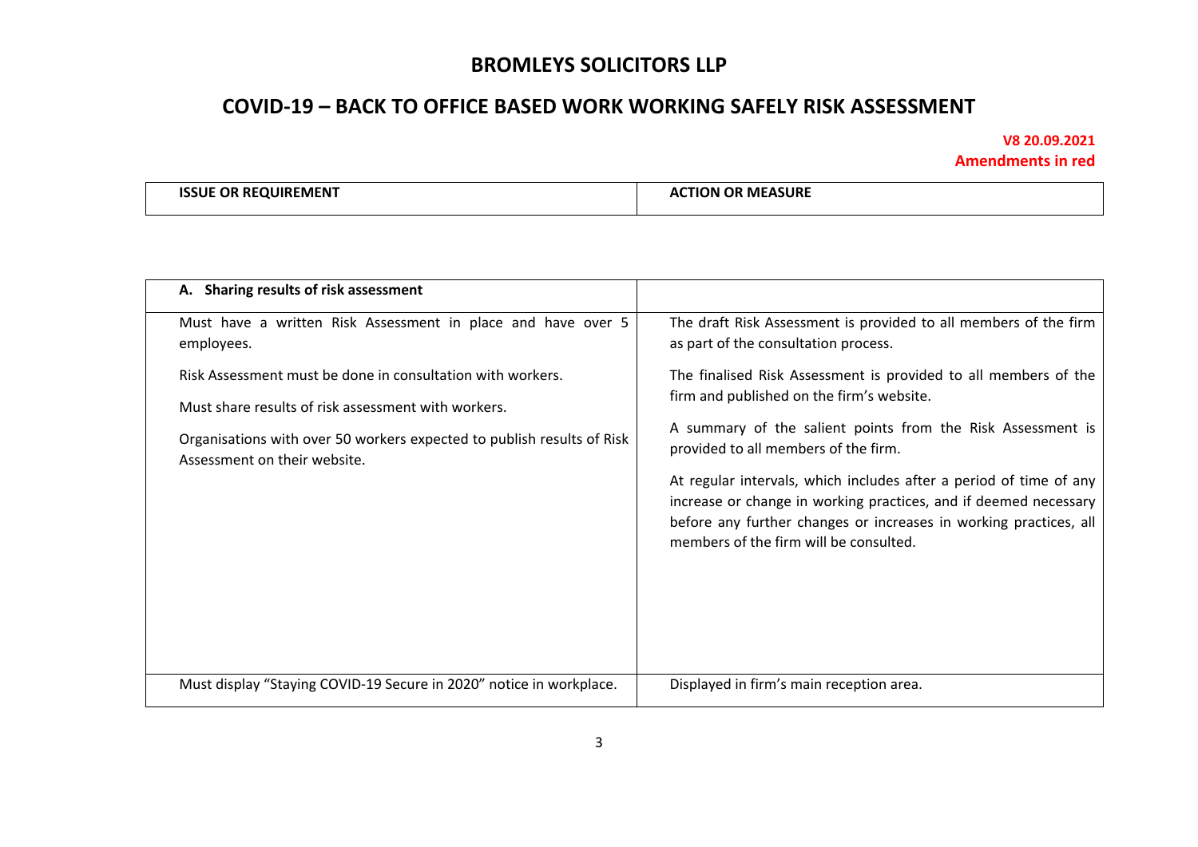# BROMLEYS SOLICITORS LLP

## COVID-19 – BACK TO OFFICE BASED WORK WORKING SAFELY RISK ASSESSMENT

**V8 20.09.2021**
**Amendments in red**

| ISSUE OR REQUIREMENT | ACTION OR MEASURE |
|---|---|
| **A. Sharing results of risk assessment** | |
| Must have a written Risk Assessment in place and have over 5 employees.<br><br>Risk Assessment must be done in consultation with workers.<br><br>Must share results of risk assessment with workers.<br><br>Organisations with over 50 workers expected to publish results of Risk Assessment on their website. | The draft Risk Assessment is provided to all members of the firm as part of the consultation process.<br><br>The finalised Risk Assessment is provided to all members of the firm and published on the firm's website.<br><br>A summary of the salient points from the Risk Assessment is provided to all members of the firm.<br><br>At regular intervals, which includes after a period of time of any increase or change in working practices, and if deemed necessary before any further changes or increases in working practices, all members of the firm will be consulted. |
| Must display "Staying COVID-19 Secure in 2020" notice in workplace. | Displayed in firm's main reception area. |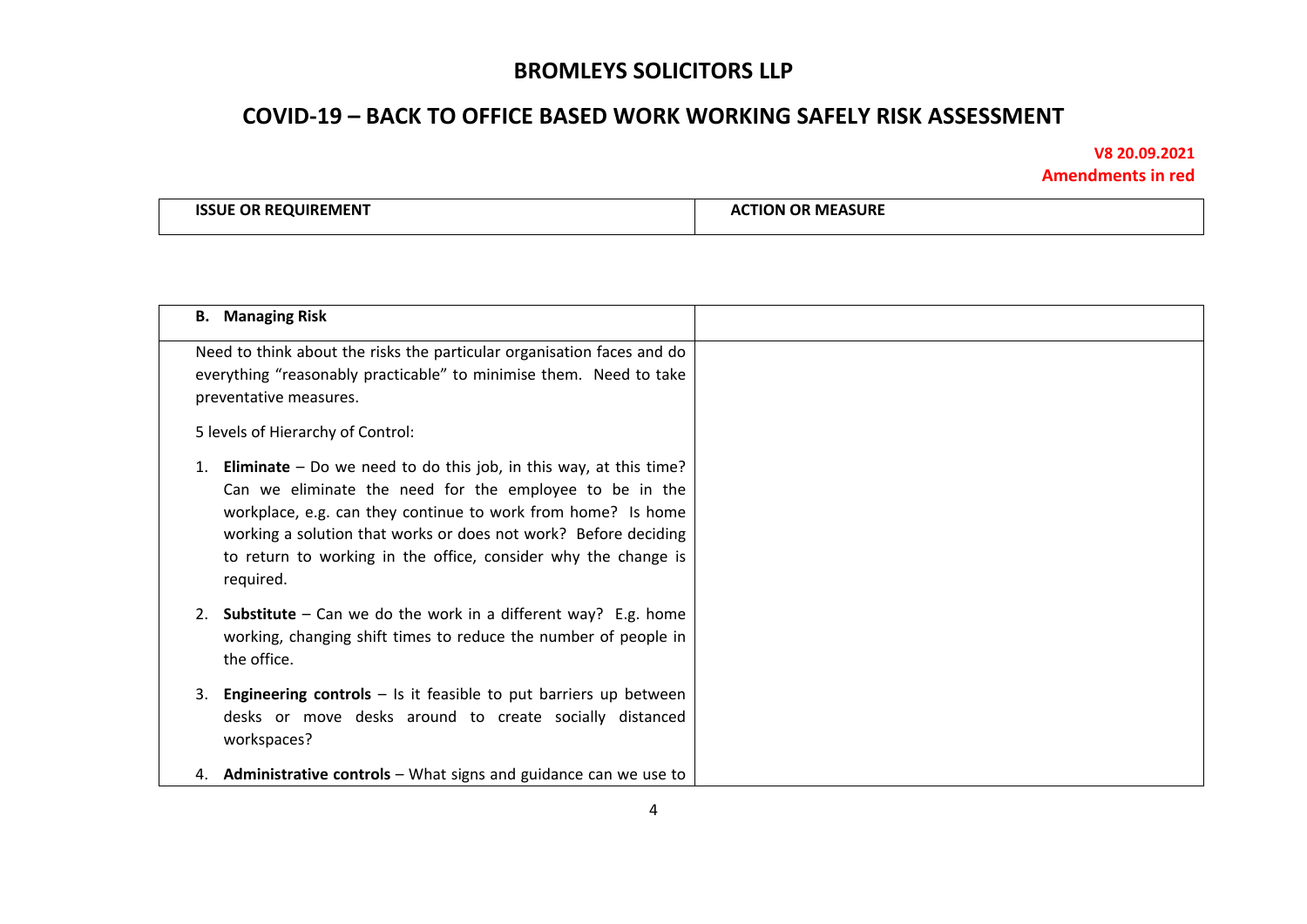# BROMLEYS SOLICITORS LLP

## COVID-19 – BACK TO OFFICE BASED WORK WORKING SAFELY RISK ASSESSMENT

**V8 20.09.2021**
**Amendments in red**

| ISSUE OR REQUIREMENT | ACTION OR MEASURE |
|---|---|

| **B. Managing Risk** | |
|---|---|
| Need to think about the risks the particular organisation faces and do everything "reasonably practicable" to minimise them. Need to take preventative measures.<br><br>5 levels of Hierarchy of Control:<br><br>1. **Eliminate** – Do we need to do this job, in this way, at this time? Can we eliminate the need for the employee to be in the workplace, e.g. can they continue to work from home? Is home working a solution that works or does not work? Before deciding to return to working in the office, consider why the change is required.<br><br>2. **Substitute** – Can we do the work in a different way? E.g. home working, changing shift times to reduce the number of people in the office.<br><br>3. **Engineering controls** – Is it feasible to put barriers up between desks or move desks around to create socially distanced workspaces?<br><br>4. **Administrative controls** – What signs and guidance can we use to | |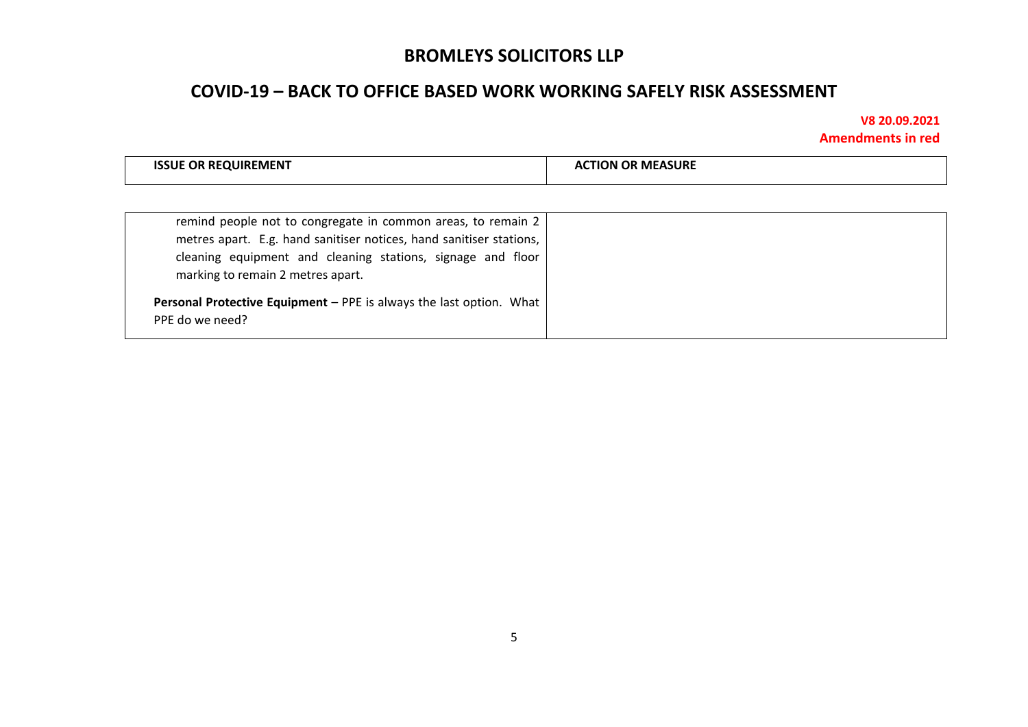| ISSUE OR REQUIREMENT | ACTION OR MEASURE |
| --- | --- |
| remind people not to congregate in common areas, to remain 2 metres apart. E.g. hand sanitiser notices, hand sanitiser stations, cleaning equipment and cleaning stations, signage and floor marking to remain 2 metres apart.<br><br>**Personal Protective Equipment** – PPE is always the last option. What PPE do we need? | |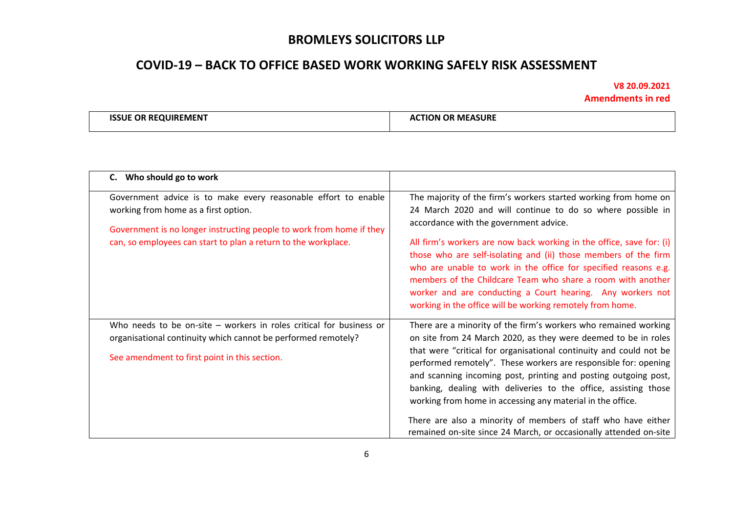# BROMLEYS SOLICITORS LLP

## COVID-19 – BACK TO OFFICE BASED WORK WORKING SAFELY RISK ASSESSMENT

**V8 20.09.2021**
**Amendments in red**

| ISSUE OR REQUIREMENT | ACTION OR MEASURE |
|---|---|
| **C. Who should go to work** | |
| Government advice is to make every reasonable effort to enable working from home as a first option.<br><br>Government is no longer instructing people to work from home if they can, so employees can start to plan a return to the workplace. | The majority of the firm's workers started working from home on 24 March 2020 and will continue to do so where possible in accordance with the government advice.<br><br>All firm's workers are now back working in the office, save for: (i) those who are self-isolating and (ii) those members of the firm who are unable to work in the office for specified reasons e.g. members of the Childcare Team who share a room with another worker and are conducting a Court hearing. Any workers not working in the office will be working remotely from home. |
| Who needs to be on-site – workers in roles critical for business or organisational continuity which cannot be performed remotely?<br><br>See amendment to first point in this section. | There are a minority of the firm's workers who remained working on site from 24 March 2020, as they were deemed to be in roles that were "critical for organisational continuity and could not be performed remotely". These workers are responsible for: opening and scanning incoming post, printing and posting outgoing post, banking, dealing with deliveries to the office, assisting those working from home in accessing any material in the office.<br><br>There are also a minority of members of staff who have either remained on-site since 24 March, or occasionally attended on-site |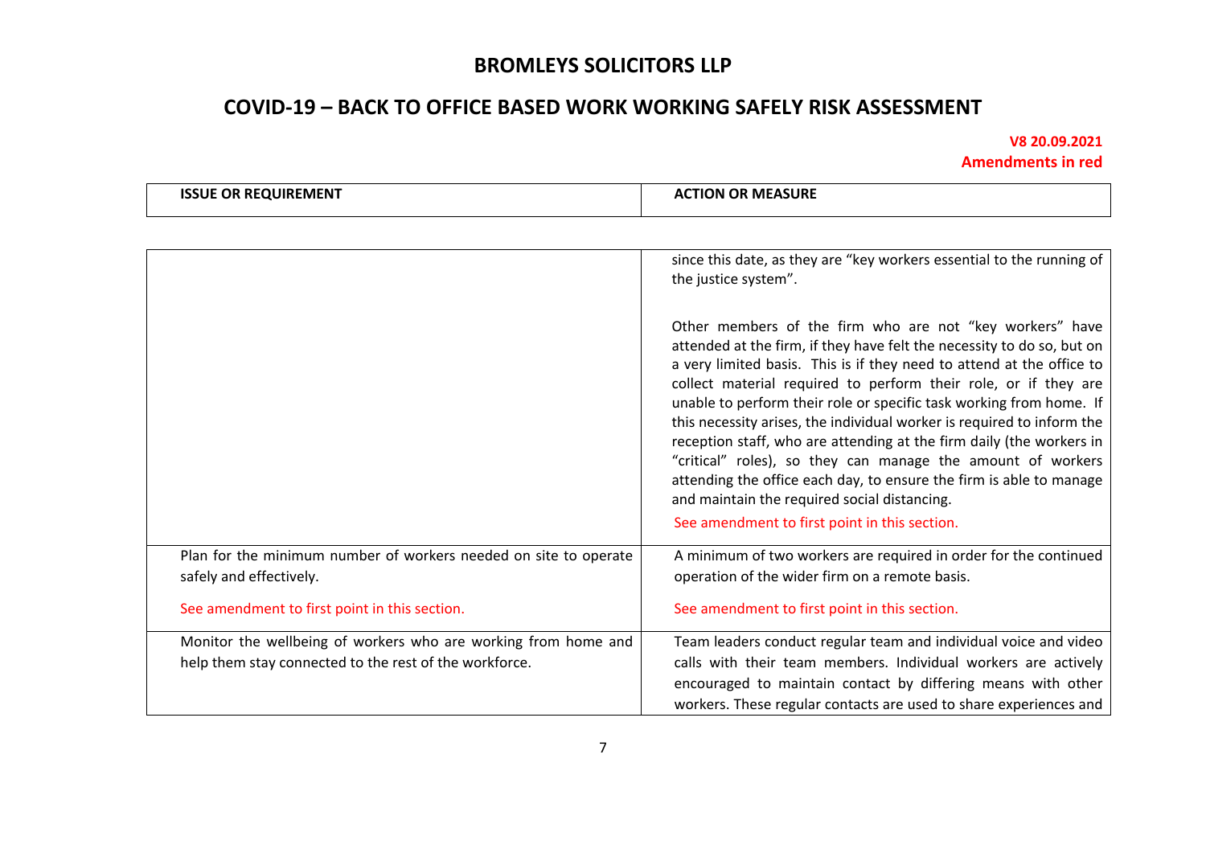| ISSUE OR REQUIREMENT | ACTION OR MEASURE |
|---|---|
| | since this date, as they are "key workers essential to the running of the justice system".<br><br>Other members of the firm who are not "key workers" have attended at the firm, if they have felt the necessity to do so, but on a very limited basis. This is if they need to attend at the office to collect material required to perform their role, or if they are unable to perform their role or specific task working from home. If this necessity arises, the individual worker is required to inform the reception staff, who are attending at the firm daily (the workers in "critical" roles), so they can manage the amount of workers attending the office each day, to ensure the firm is able to manage and maintain the required social distancing.<br><br>See amendment to first point in this section. |
| Plan for the minimum number of workers needed on site to operate safely and effectively.<br><br>See amendment to first point in this section. | A minimum of two workers are required in order for the continued operation of the wider firm on a remote basis.<br><br>See amendment to first point in this section. |
| Monitor the wellbeing of workers who are working from home and help them stay connected to the rest of the workforce. | Team leaders conduct regular team and individual voice and video calls with their team members. Individual workers are actively encouraged to maintain contact by differing means with other workers. These regular contacts are used to share experiences and |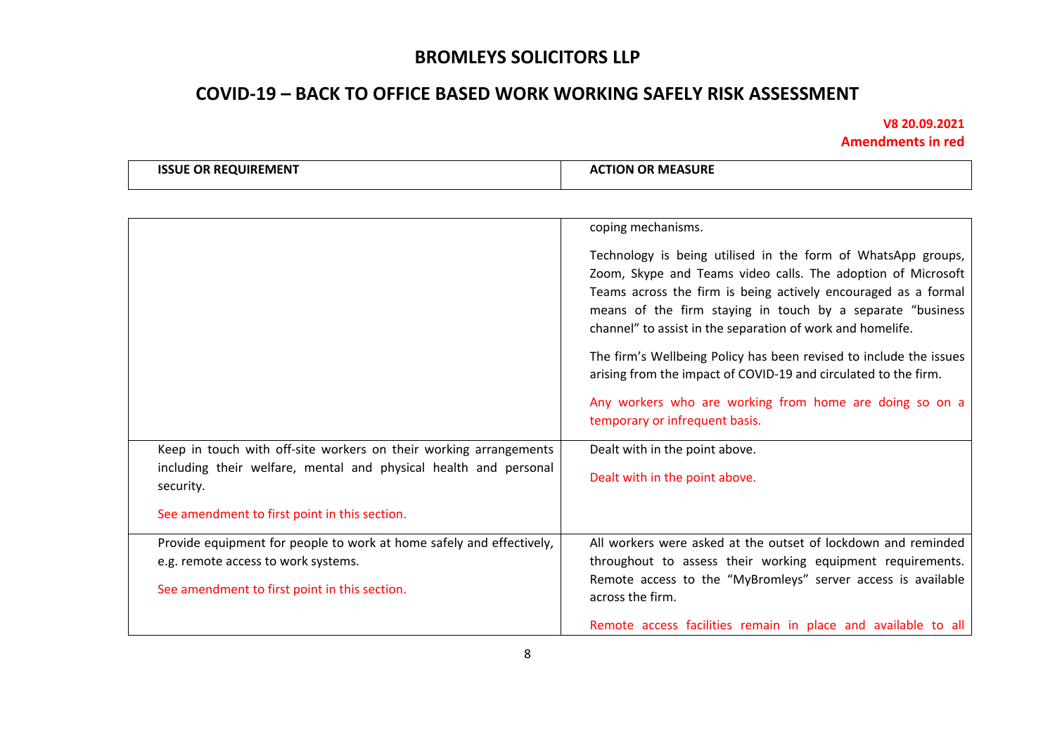# BROMLEYS SOLICITORS LLP

## COVID-19 – BACK TO OFFICE BASED WORK WORKING SAFELY RISK ASSESSMENT

**V8 20.09.2021**
**Amendments in red**

| ISSUE OR REQUIREMENT | ACTION OR MEASURE |
|---|---|
| | coping mechanisms.<br><br>Technology is being utilised in the form of WhatsApp groups, Zoom, Skype and Teams video calls. The adoption of Microsoft Teams across the firm is being actively encouraged as a formal means of the firm staying in touch by a separate "business channel" to assist in the separation of work and homelife.<br><br>The firm's Wellbeing Policy has been revised to include the issues arising from the impact of COVID-19 and circulated to the firm.<br><br>Any workers who are working from home are doing so on a temporary or infrequent basis. |
| Keep in touch with off-site workers on their working arrangements including their welfare, mental and physical health and personal security.<br><br>See amendment to first point in this section. | Dealt with in the point above.<br><br>Dealt with in the point above. |
| Provide equipment for people to work at home safely and effectively, e.g. remote access to work systems.<br><br>See amendment to first point in this section. | All workers were asked at the outset of lockdown and reminded throughout to assess their working equipment requirements. Remote access to the "MyBromleys" server access is available across the firm.<br><br>Remote access facilities remain in place and available to all |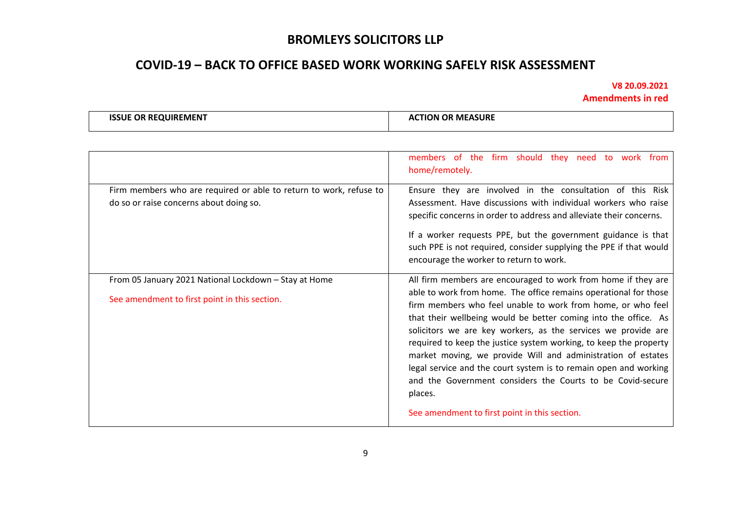| ISSUE OR REQUIREMENT | ACTION OR MEASURE |
|---|---|
| | members of the firm should they need to work from home/remotely. |
| Firm members who are required or able to return to work, refuse to do so or raise concerns about doing so. | Ensure they are involved in the consultation of this Risk Assessment. Have discussions with individual workers who raise specific concerns in order to address and alleviate their concerns.<br><br>If a worker requests PPE, but the government guidance is that such PPE is not required, consider supplying the PPE if that would encourage the worker to return to work. |
| From 05 January 2021 National Lockdown – Stay at Home<br><br>See amendment to first point in this section. | All firm members are encouraged to work from home if they are able to work from home. The office remains operational for those firm members who feel unable to work from home, or who feel that their wellbeing would be better coming into the office. As solicitors we are key workers, as the services we provide are required to keep the justice system working, to keep the property market moving, we provide Will and administration of estates legal service and the court system is to remain open and working and the Government considers the Courts to be Covid-secure places.<br><br>See amendment to first point in this section. |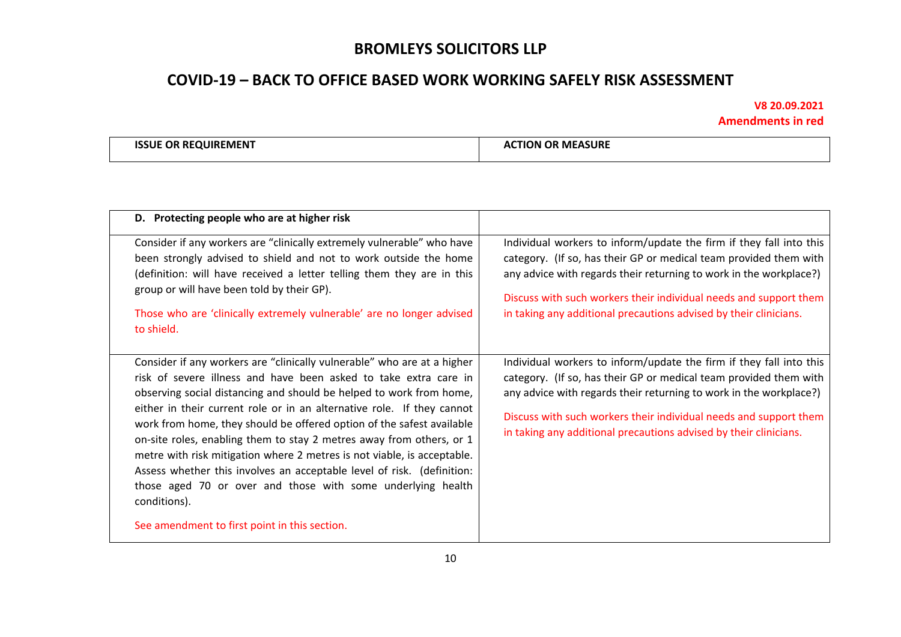# BROMLEYS SOLICITORS LLP

## COVID-19 – BACK TO OFFICE BASED WORK WORKING SAFELY RISK ASSESSMENT

**V8 20.09.2021**
**Amendments in red**

| ISSUE OR REQUIREMENT | ACTION OR MEASURE |
|---|---|
| **D. Protecting people who are at higher risk** | |
| Consider if any workers are "clinically extremely vulnerable" who have been strongly advised to shield and not to work outside the home (definition: will have received a letter telling them they are in this group or will have been told by their GP).<br><br>Those who are 'clinically extremely vulnerable' are no longer advised to shield. | Individual workers to inform/update the firm if they fall into this category. (If so, has their GP or medical team provided them with any advice with regards their returning to work in the workplace?)<br><br>Discuss with such workers their individual needs and support them in taking any additional precautions advised by their clinicians. |
| Consider if any workers are "clinically vulnerable" who are at a higher risk of severe illness and have been asked to take extra care in observing social distancing and should be helped to work from home, either in their current role or in an alternative role. If they cannot work from home, they should be offered option of the safest available on-site roles, enabling them to stay 2 metres away from others, or 1 metre with risk mitigation where 2 metres is not viable, is acceptable. Assess whether this involves an acceptable level of risk. (definition: those aged 70 or over and those with some underlying health conditions).<br><br>See amendment to first point in this section. | Individual workers to inform/update the firm if they fall into this category. (If so, has their GP or medical team provided them with any advice with regards their returning to work in the workplace?)<br><br>Discuss with such workers their individual needs and support them in taking any additional precautions advised by their clinicians. |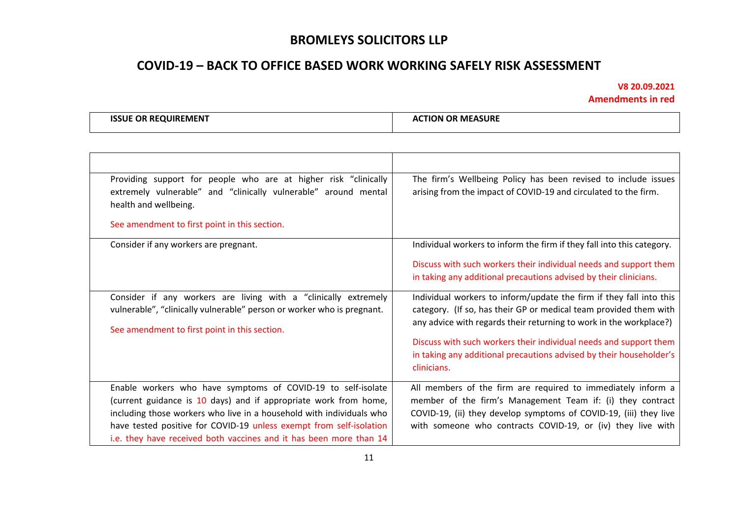# BROMLEYS SOLICITORS LLP

## COVID-19 – BACK TO OFFICE BASED WORK WORKING SAFELY RISK ASSESSMENT

**V8 20.09.2021**
**Amendments in red**

| ISSUE OR REQUIREMENT | ACTION OR MEASURE |
|---|---|
| | |
| Providing support for people who are at higher risk "clinically extremely vulnerable" and "clinically vulnerable" around mental health and wellbeing.<br><br>See amendment to first point in this section. | The firm's Wellbeing Policy has been revised to include issues arising from the impact of COVID-19 and circulated to the firm. |
| Consider if any workers are pregnant. | Individual workers to inform the firm if they fall into this category.<br><br>Discuss with such workers their individual needs and support them in taking any additional precautions advised by their clinicians. |
| Consider if any workers are living with a "clinically extremely vulnerable", "clinically vulnerable" person or worker who is pregnant.<br><br>See amendment to first point in this section. | Individual workers to inform/update the firm if they fall into this category. (If so, has their GP or medical team provided them with any advice with regards their returning to work in the workplace?)<br><br>Discuss with such workers their individual needs and support them in taking any additional precautions advised by their householder's clinicians. |
| Enable workers who have symptoms of COVID-19 to self-isolate (current guidance is 10 days) and if appropriate work from home, including those workers who live in a household with individuals who have tested positive for COVID-19 unless exempt from self-isolation i.e. they have received both vaccines and it has been more than 14 | All members of the firm are required to immediately inform a member of the firm's Management Team if: (i) they contract COVID-19, (ii) they develop symptoms of COVID-19, (iii) they live with someone who contracts COVID-19, or (iv) they live with |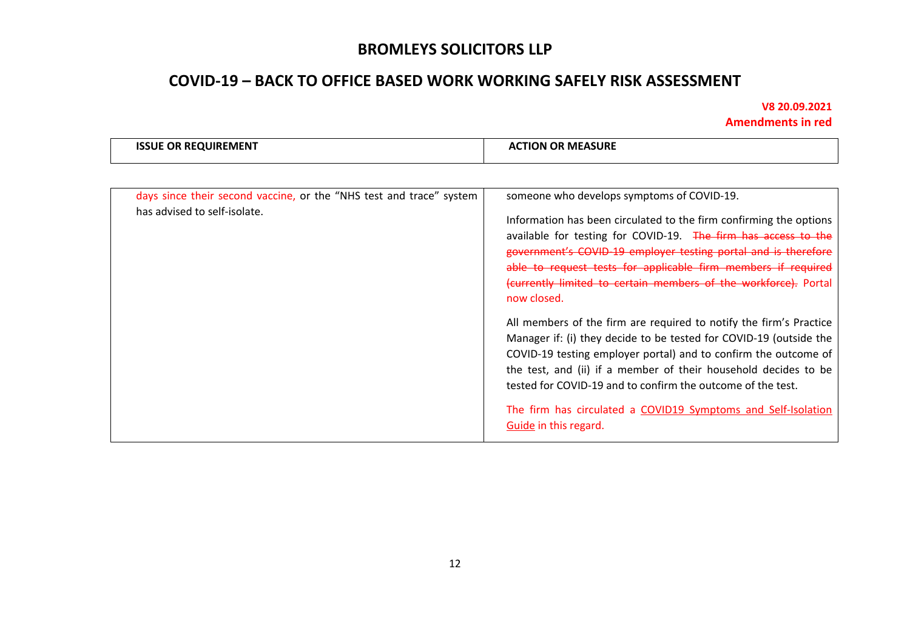| ISSUE OR REQUIREMENT | ACTION OR MEASURE |
| --- | --- |
| days since their second vaccine, or the "NHS test and trace" system has advised to self-isolate. | someone who develops symptoms of COVID-19.<br><br>Information has been circulated to the firm confirming the options available for testing for COVID-19. ~~The firm has access to the government's COVID-19 employer testing portal and is therefore able to request tests for applicable firm members if required (currently limited to certain members of the workforce).~~ Portal now closed.<br><br>All members of the firm are required to notify the firm's Practice Manager if: (i) they decide to be tested for COVID-19 (outside the COVID-19 testing employer portal) and to confirm the outcome of the test, and (ii) if a member of their household decides to be tested for COVID-19 and to confirm the outcome of the test.<br><br>The firm has circulated a COVID19 Symptoms and Self-Isolation Guide in this regard. |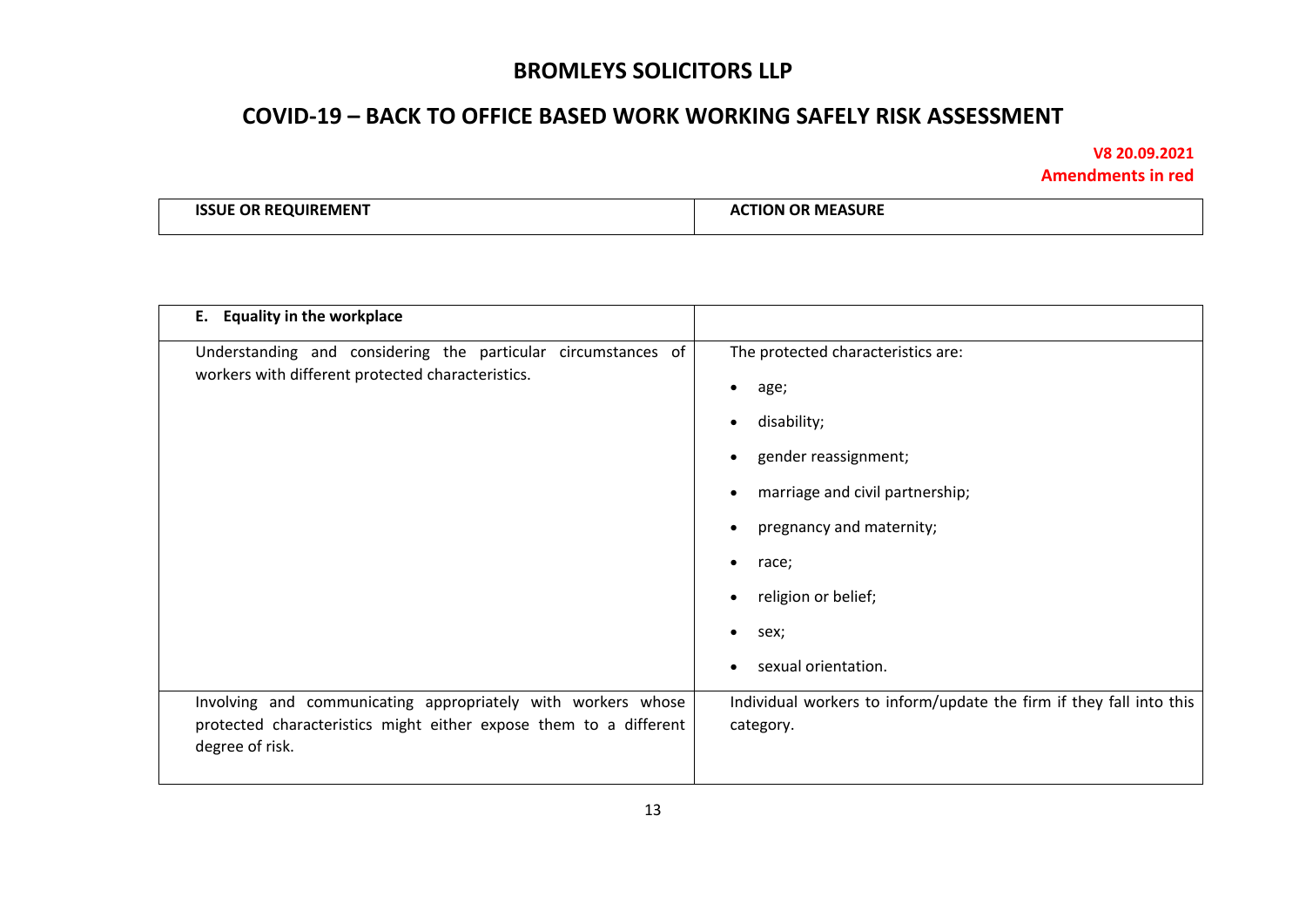# BROMLEYS SOLICITORS LLP

## COVID-19 – BACK TO OFFICE BASED WORK WORKING SAFELY RISK ASSESSMENT

**V8 20.09.2021**
**Amendments in red**

| ISSUE OR REQUIREMENT | ACTION OR MEASURE |
| --- | --- |
| **E. Equality in the workplace** | |
| Understanding and considering the particular circumstances of workers with different protected characteristics. | The protected characteristics are:<br>• age;<br>• disability;<br>• gender reassignment;<br>• marriage and civil partnership;<br>• pregnancy and maternity;<br>• race;<br>• religion or belief;<br>• sex;<br>• sexual orientation. |
| Involving and communicating appropriately with workers whose protected characteristics might either expose them to a different degree of risk. | Individual workers to inform/update the firm if they fall into this category. |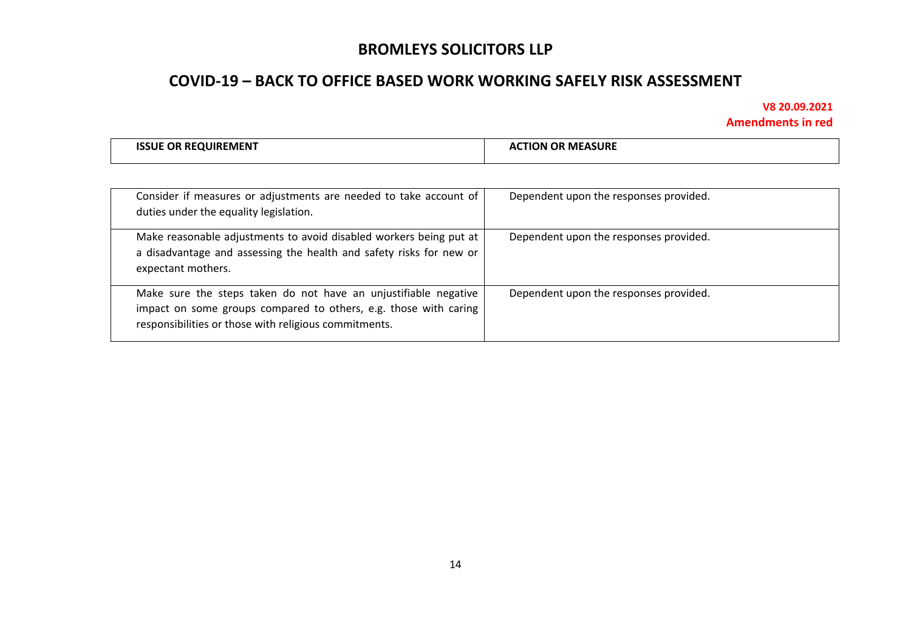| ISSUE OR REQUIREMENT | ACTION OR MEASURE |
| --- | --- |
| Consider if measures or adjustments are needed to take account of duties under the equality legislation. | Dependent upon the responses provided. |
| Make reasonable adjustments to avoid disabled workers being put at a disadvantage and assessing the health and safety risks for new or expectant mothers. | Dependent upon the responses provided. |
| Make sure the steps taken do not have an unjustifiable negative impact on some groups compared to others, e.g. those with caring responsibilities or those with religious commitments. | Dependent upon the responses provided. |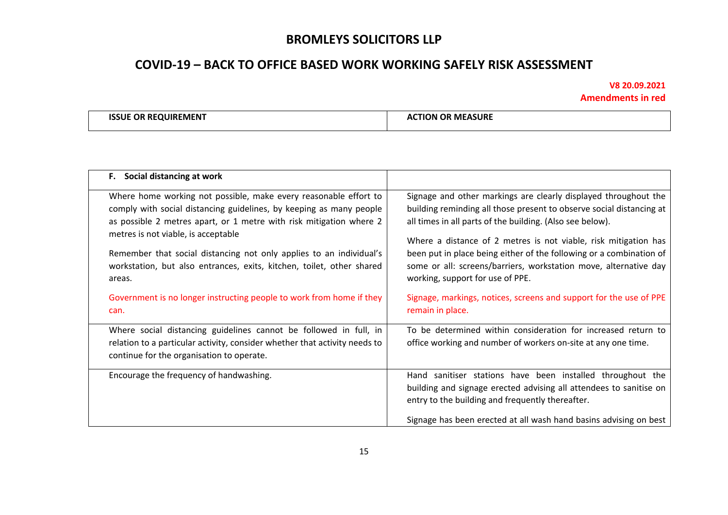# BROMLEYS SOLICITORS LLP

## COVID-19 – BACK TO OFFICE BASED WORK WORKING SAFELY RISK ASSESSMENT

**V8 20.09.2021**
**Amendments in red**

| ISSUE OR REQUIREMENT | ACTION OR MEASURE |
|---|---|
| **F. Social distancing at work** | |
| Where home working not possible, make every reasonable effort to comply with social distancing guidelines, by keeping as many people as possible 2 metres apart, or 1 metre with risk mitigation where 2 metres is not viable, is acceptable<br><br>Remember that social distancing not only applies to an individual's workstation, but also entrances, exits, kitchen, toilet, other shared areas.<br><br>Government is no longer instructing people to work from home if they can. | Signage and other markings are clearly displayed throughout the building reminding all those present to observe social distancing at all times in all parts of the building. (Also see below).<br><br>Where a distance of 2 metres is not viable, risk mitigation has been put in place being either of the following or a combination of some or all: screens/barriers, workstation move, alternative day working, support for use of PPE.<br><br>Signage, markings, notices, screens and support for the use of PPE remain in place. |
| Where social distancing guidelines cannot be followed in full, in relation to a particular activity, consider whether that activity needs to continue for the organisation to operate. | To be determined within consideration for increased return to office working and number of workers on-site at any one time. |
| Encourage the frequency of handwashing. | Hand sanitiser stations have been installed throughout the building and signage erected advising all attendees to sanitise on entry to the building and frequently thereafter.<br><br>Signage has been erected at all wash hand basins advising on best |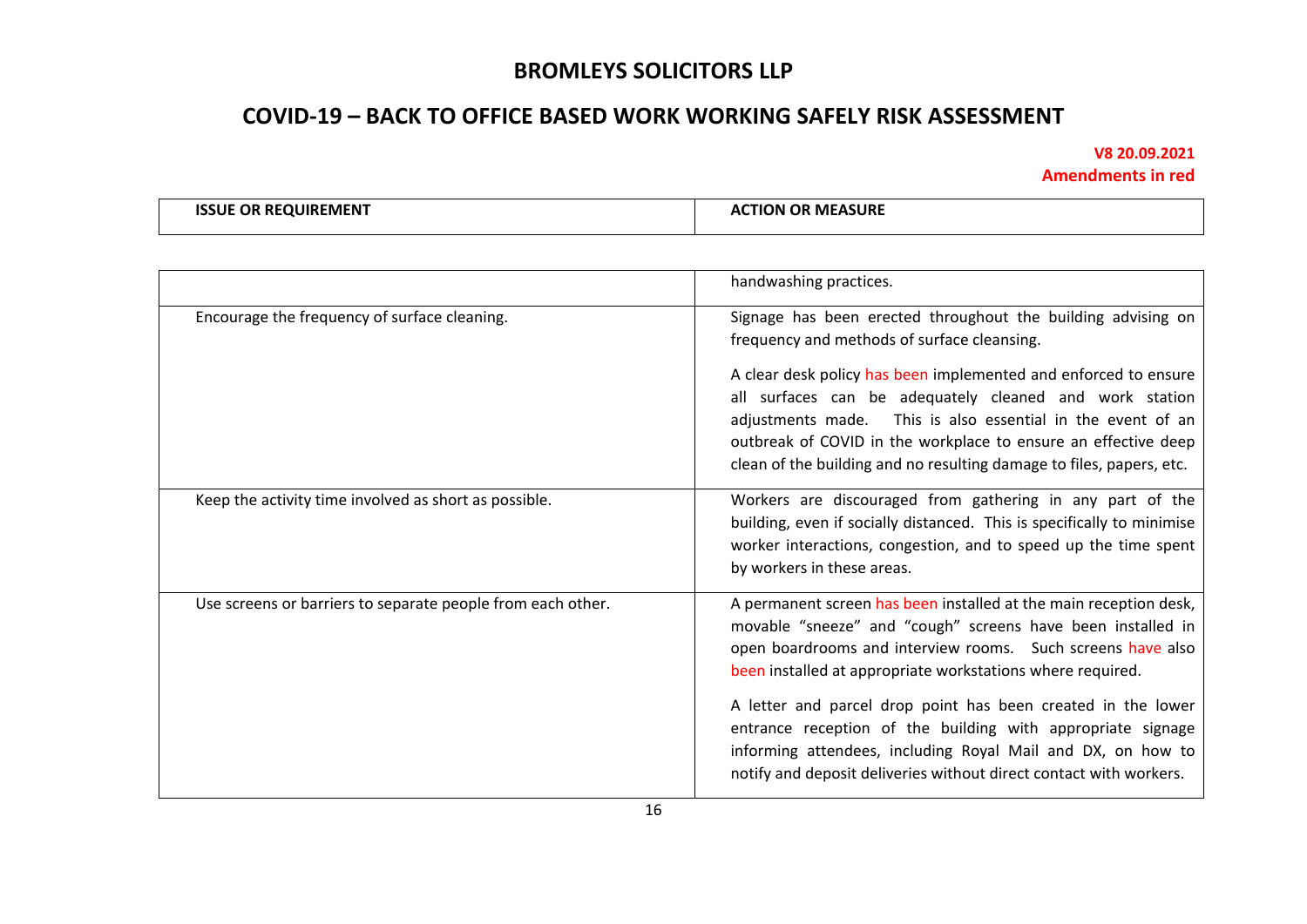| ISSUE OR REQUIREMENT | ACTION OR MEASURE |
|---|---|
| | handwashing practices. |
| Encourage the frequency of surface cleaning. | Signage has been erected throughout the building advising on frequency and methods of surface cleansing.<br><br>A clear desk policy has been implemented and enforced to ensure all surfaces can be adequately cleaned and work station adjustments made. This is also essential in the event of an outbreak of COVID in the workplace to ensure an effective deep clean of the building and no resulting damage to files, papers, etc. |
| Keep the activity time involved as short as possible. | Workers are discouraged from gathering in any part of the building, even if socially distanced. This is specifically to minimise worker interactions, congestion, and to speed up the time spent by workers in these areas. |
| Use screens or barriers to separate people from each other. | A permanent screen has been installed at the main reception desk, movable "sneeze" and "cough" screens have been installed in open boardrooms and interview rooms. Such screens have also been installed at appropriate workstations where required.<br><br>A letter and parcel drop point has been created in the lower entrance reception of the building with appropriate signage informing attendees, including Royal Mail and DX, on how to notify and deposit deliveries without direct contact with workers. |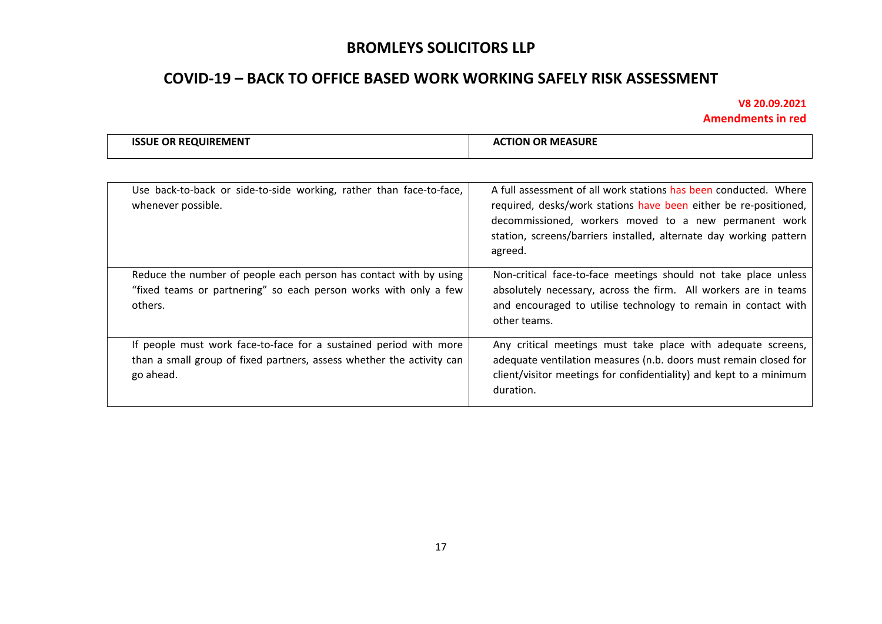# BROMLEYS SOLICITORS LLP

## COVID-19 – BACK TO OFFICE BASED WORK WORKING SAFELY RISK ASSESSMENT

**V8 20.09.2021**
**Amendments in red**

| ISSUE OR REQUIREMENT | ACTION OR MEASURE |
| --- | --- |
| Use back-to-back or side-to-side working, rather than face-to-face, whenever possible. | A full assessment of all work stations has been conducted. Where required, desks/work stations have been either be re-positioned, decommissioned, workers moved to a new permanent work station, screens/barriers installed, alternate day working pattern agreed. |
| Reduce the number of people each person has contact with by using "fixed teams or partnering" so each person works with only a few others. | Non-critical face-to-face meetings should not take place unless absolutely necessary, across the firm. All workers are in teams and encouraged to utilise technology to remain in contact with other teams. |
| If people must work face-to-face for a sustained period with more than a small group of fixed partners, assess whether the activity can go ahead. | Any critical meetings must take place with adequate screens, adequate ventilation measures (n.b. doors must remain closed for client/visitor meetings for confidentiality) and kept to a minimum duration. |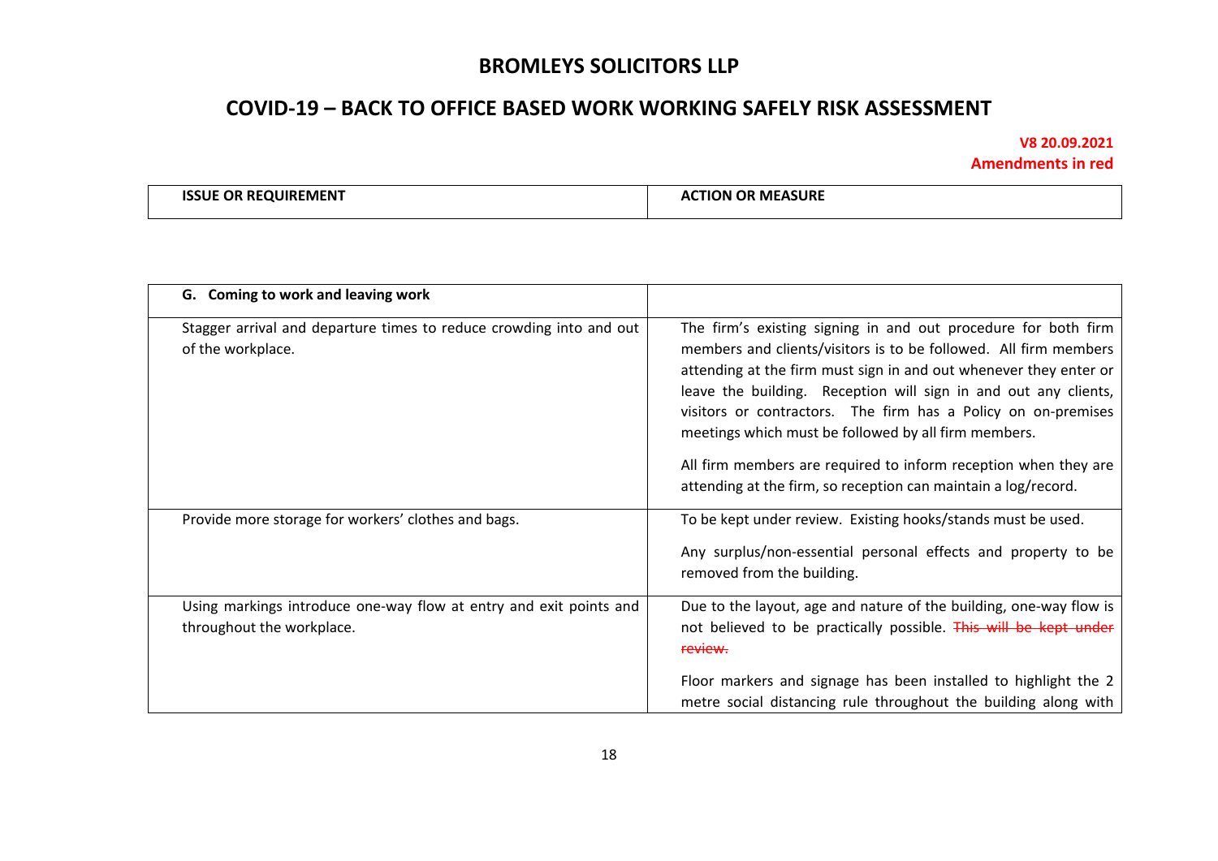# BROMLEYS SOLICITORS LLP

## COVID-19 – BACK TO OFFICE BASED WORK WORKING SAFELY RISK ASSESSMENT

**V8 20.09.2021**
**Amendments in red**

| ISSUE OR REQUIREMENT | ACTION OR MEASURE |
|---|---|
| **G. Coming to work and leaving work** | |
| Stagger arrival and departure times to reduce crowding into and out of the workplace. | The firm's existing signing in and out procedure for both firm members and clients/visitors is to be followed. All firm members attending at the firm must sign in and out whenever they enter or leave the building. Reception will sign in and out any clients, visitors or contractors. The firm has a Policy on on-premises meetings which must be followed by all firm members.<br><br>All firm members are required to inform reception when they are attending at the firm, so reception can maintain a log/record. |
| Provide more storage for workers' clothes and bags. | To be kept under review. Existing hooks/stands must be used.<br><br>Any surplus/non-essential personal effects and property to be removed from the building. |
| Using markings introduce one-way flow at entry and exit points and throughout the workplace. | Due to the layout, age and nature of the building, one-way flow is not believed to be practically possible. ~~This will be kept under review.~~<br><br>Floor markers and signage has been installed to highlight the 2 metre social distancing rule throughout the building along with |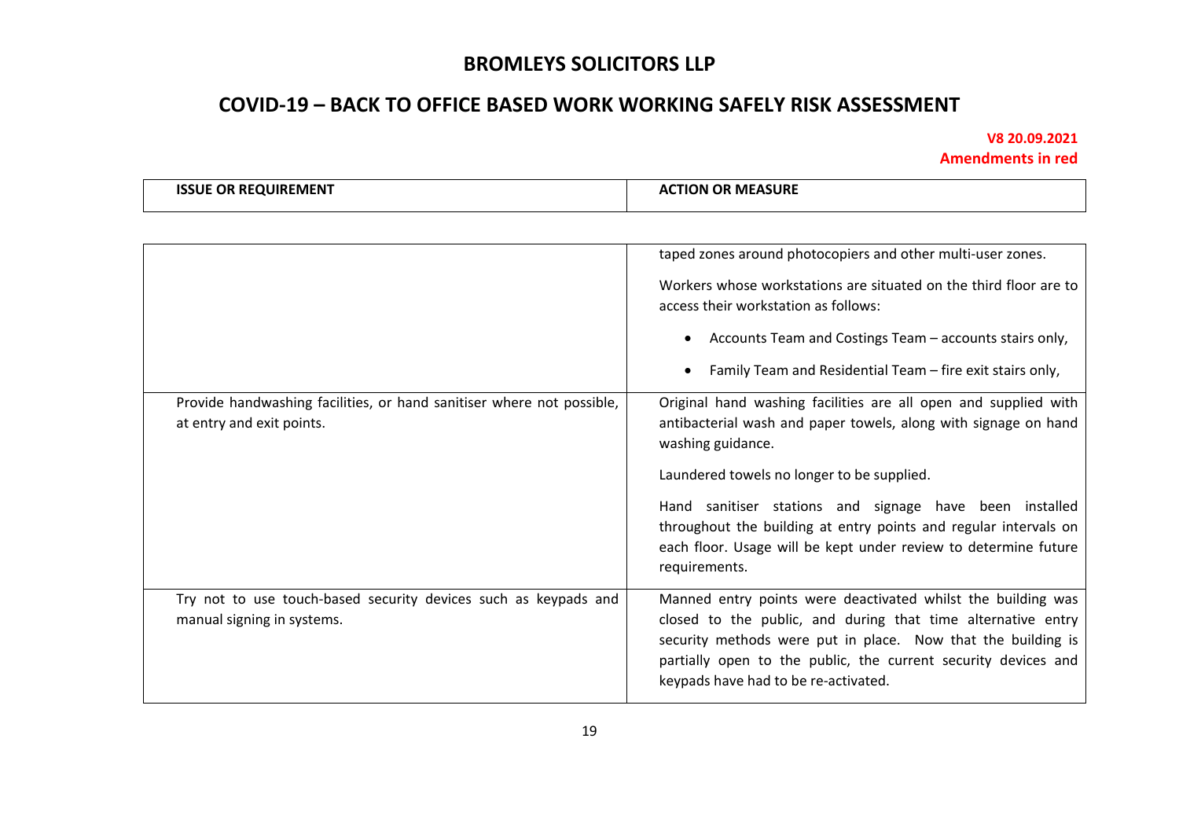# BROMLEYS SOLICITORS LLP

## COVID-19 – BACK TO OFFICE BASED WORK WORKING SAFELY RISK ASSESSMENT

**V8 20.09.2021**
**Amendments in red**

| ISSUE OR REQUIREMENT | ACTION OR MEASURE |
|---|---|
| | taped zones around photocopiers and other multi-user zones.<br><br>Workers whose workstations are situated on the third floor are to access their workstation as follows:<br><br>• Accounts Team and Costings Team – accounts stairs only,<br>• Family Team and Residential Team – fire exit stairs only, |
| Provide handwashing facilities, or hand sanitiser where not possible, at entry and exit points. | Original hand washing facilities are all open and supplied with antibacterial wash and paper towels, along with signage on hand washing guidance.<br><br>Laundered towels no longer to be supplied.<br><br>Hand sanitiser stations and signage have been installed throughout the building at entry points and regular intervals on each floor. Usage will be kept under review to determine future requirements. |
| Try not to use touch-based security devices such as keypads and manual signing in systems. | Manned entry points were deactivated whilst the building was closed to the public, and during that time alternative entry security methods were put in place. Now that the building is partially open to the public, the current security devices and keypads have had to be re-activated. |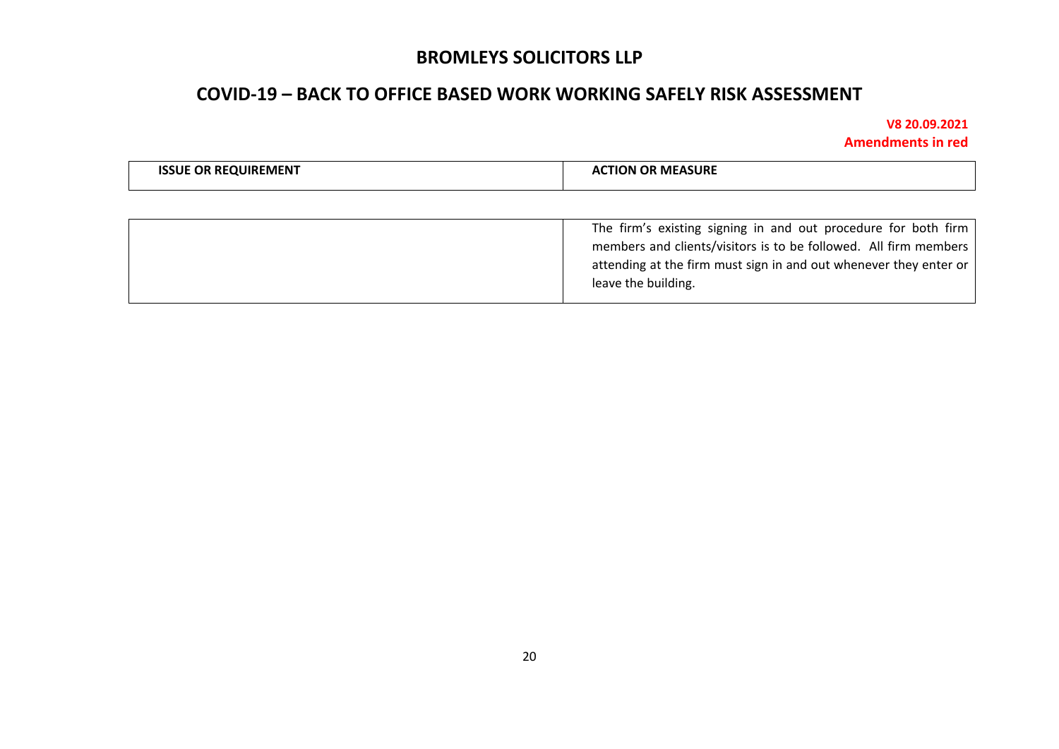# BROMLEYS SOLICITORS LLP

## COVID-19 – BACK TO OFFICE BASED WORK WORKING SAFELY RISK ASSESSMENT

**V8 20.09.2021**
**Amendments in red**

| ISSUE OR REQUIREMENT | ACTION OR MEASURE |
| --- | --- |
| | The firm's existing signing in and out procedure for both firm members and clients/visitors is to be followed. All firm members attending at the firm must sign in and out whenever they enter or leave the building. |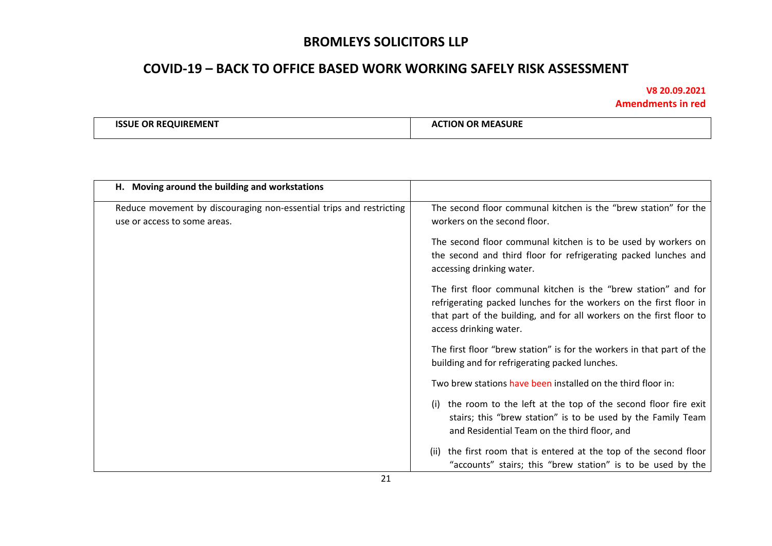# BROMLEYS SOLICITORS LLP

## COVID-19 – BACK TO OFFICE BASED WORK WORKING SAFELY RISK ASSESSMENT

**V8 20.09.2021**
**Amendments in red**

| ISSUE OR REQUIREMENT | ACTION OR MEASURE |
|---|---|
| **H. Moving around the building and workstations** | |
| Reduce movement by discouraging non-essential trips and restricting use or access to some areas. | The second floor communal kitchen is the "brew station" for the workers on the second floor.<br><br>The second floor communal kitchen is to be used by workers on the second and third floor for refrigerating packed lunches and accessing drinking water.<br><br>The first floor communal kitchen is the "brew station" and for refrigerating packed lunches for the workers on the first floor in that part of the building, and for all workers on the first floor to access drinking water.<br><br>The first floor "brew station" is for the workers in that part of the building and for refrigerating packed lunches.<br><br>Two brew stations have been installed on the third floor in:<br><br>(i) the room to the left at the top of the second floor fire exit stairs; this "brew station" is to be used by the Family Team and Residential Team on the third floor, and<br><br>(ii) the first room that is entered at the top of the second floor "accounts" stairs; this "brew station" is to be used by the |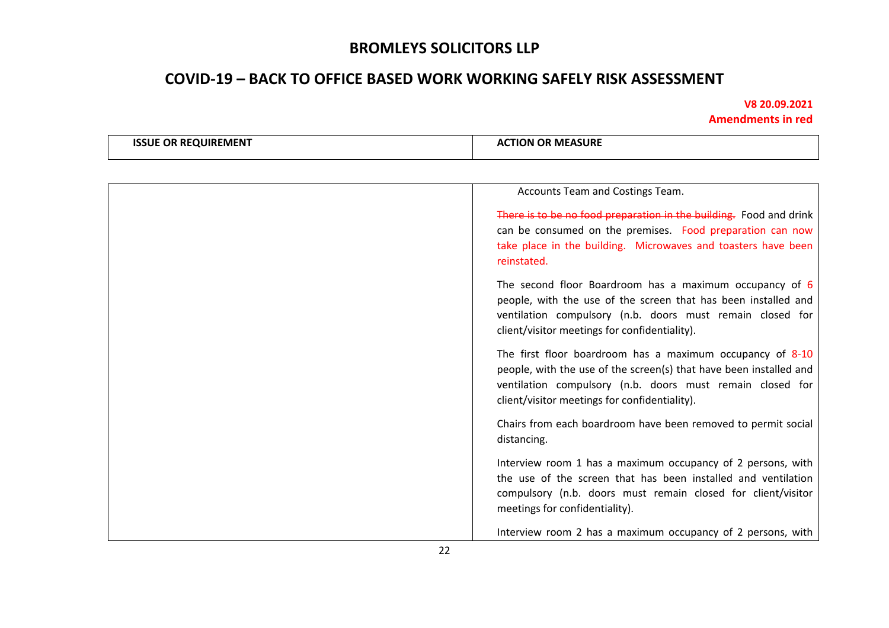# BROMLEYS SOLICITORS LLP

## COVID-19 – BACK TO OFFICE BASED WORK WORKING SAFELY RISK ASSESSMENT

**V8 20.09.2021**
**Amendments in red**

| ISSUE OR REQUIREMENT | ACTION OR MEASURE |
|---|---|
| | Accounts Team and Costings Team.<br><br>~~There is to be no food preparation in the building.~~ Food and drink can be consumed on the premises. Food preparation can now take place in the building. Microwaves and toasters have been reinstated.<br><br>The second floor Boardroom has a maximum occupancy of 6 people, with the use of the screen that has been installed and ventilation compulsory (n.b. doors must remain closed for client/visitor meetings for confidentiality).<br><br>The first floor boardroom has a maximum occupancy of 8-10 people, with the use of the screen(s) that have been installed and ventilation compulsory (n.b. doors must remain closed for client/visitor meetings for confidentiality).<br><br>Chairs from each boardroom have been removed to permit social distancing.<br><br>Interview room 1 has a maximum occupancy of 2 persons, with the use of the screen that has been installed and ventilation compulsory (n.b. doors must remain closed for client/visitor meetings for confidentiality).<br><br>Interview room 2 has a maximum occupancy of 2 persons, with |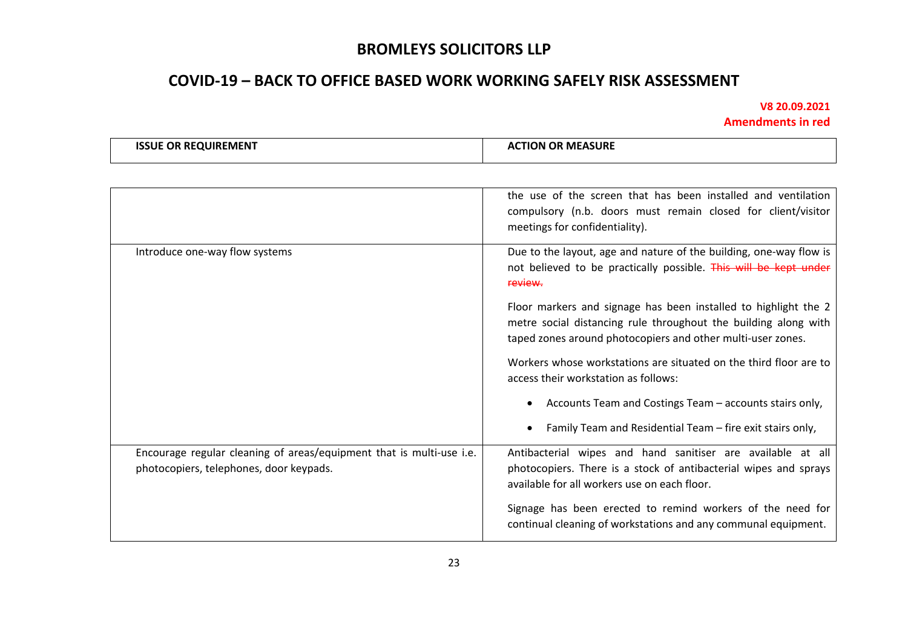# BROMLEYS SOLICITORS LLP

## COVID-19 – BACK TO OFFICE BASED WORK WORKING SAFELY RISK ASSESSMENT

**V8 20.09.2021**
**Amendments in red**

| ISSUE OR REQUIREMENT | ACTION OR MEASURE |
|---|---|
| | the use of the screen that has been installed and ventilation compulsory (n.b. doors must remain closed for client/visitor meetings for confidentiality). |
| Introduce one-way flow systems | Due to the layout, age and nature of the building, one-way flow is not believed to be practically possible. ~~This will be kept under review.~~<br><br>Floor markers and signage has been installed to highlight the 2 metre social distancing rule throughout the building along with taped zones around photocopiers and other multi-user zones.<br><br>Workers whose workstations are situated on the third floor are to access their workstation as follows:<br><br>• Accounts Team and Costings Team – accounts stairs only,<br><br>• Family Team and Residential Team – fire exit stairs only, |
| Encourage regular cleaning of areas/equipment that is multi-use i.e. photocopiers, telephones, door keypads. | Antibacterial wipes and hand sanitiser are available at all photocopiers. There is a stock of antibacterial wipes and sprays available for all workers use on each floor.<br><br>Signage has been erected to remind workers of the need for continual cleaning of workstations and any communal equipment. |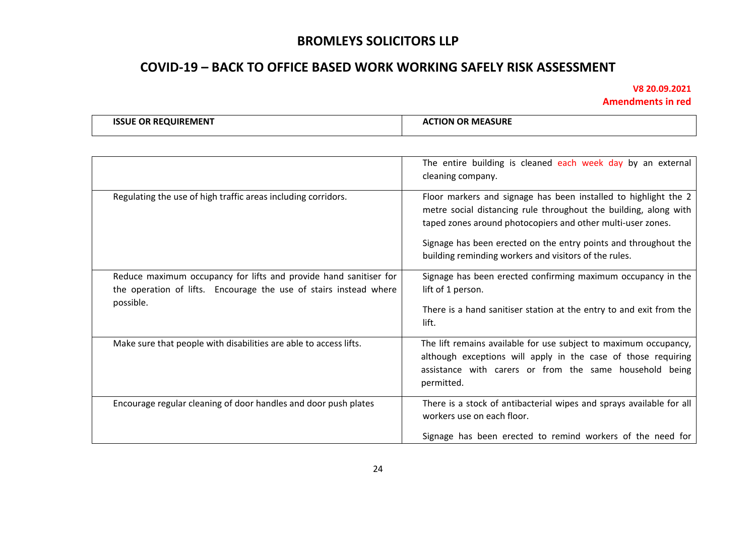# BROMLEYS SOLICITORS LLP

## COVID-19 – BACK TO OFFICE BASED WORK WORKING SAFELY RISK ASSESSMENT

**V8 20.09.2021**
**Amendments in red**

| ISSUE OR REQUIREMENT | ACTION OR MEASURE |
|---|---|
| | The entire building is cleaned each week day by an external cleaning company. |
| Regulating the use of high traffic areas including corridors. | Floor markers and signage has been installed to highlight the 2 metre social distancing rule throughout the building, along with taped zones around photocopiers and other multi-user zones.<br><br>Signage has been erected on the entry points and throughout the building reminding workers and visitors of the rules. |
| Reduce maximum occupancy for lifts and provide hand sanitiser for the operation of lifts. Encourage the use of stairs instead where possible. | Signage has been erected confirming maximum occupancy in the lift of 1 person.<br><br>There is a hand sanitiser station at the entry to and exit from the lift. |
| Make sure that people with disabilities are able to access lifts. | The lift remains available for use subject to maximum occupancy, although exceptions will apply in the case of those requiring assistance with carers or from the same household being permitted. |
| Encourage regular cleaning of door handles and door push plates | There is a stock of antibacterial wipes and sprays available for all workers use on each floor.<br><br>Signage has been erected to remind workers of the need for |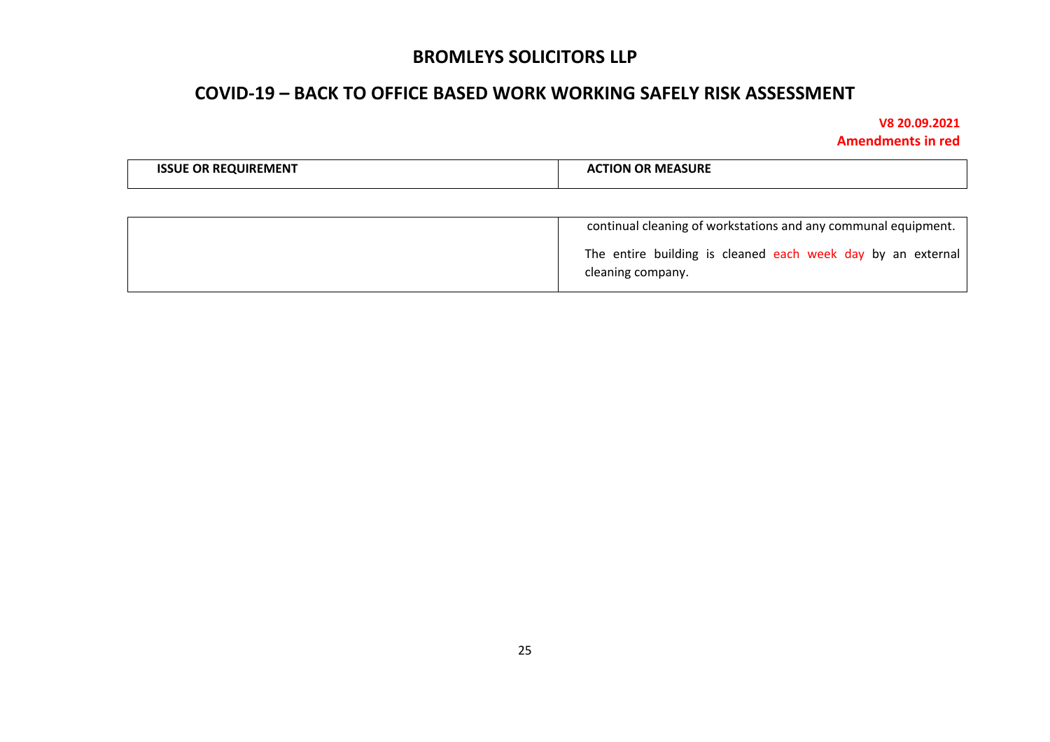| ISSUE OR REQUIREMENT | ACTION OR MEASURE |
|---|---|
| | continual cleaning of workstations and any communal equipment.<br><br>The entire building is cleaned each week day by an external cleaning company. |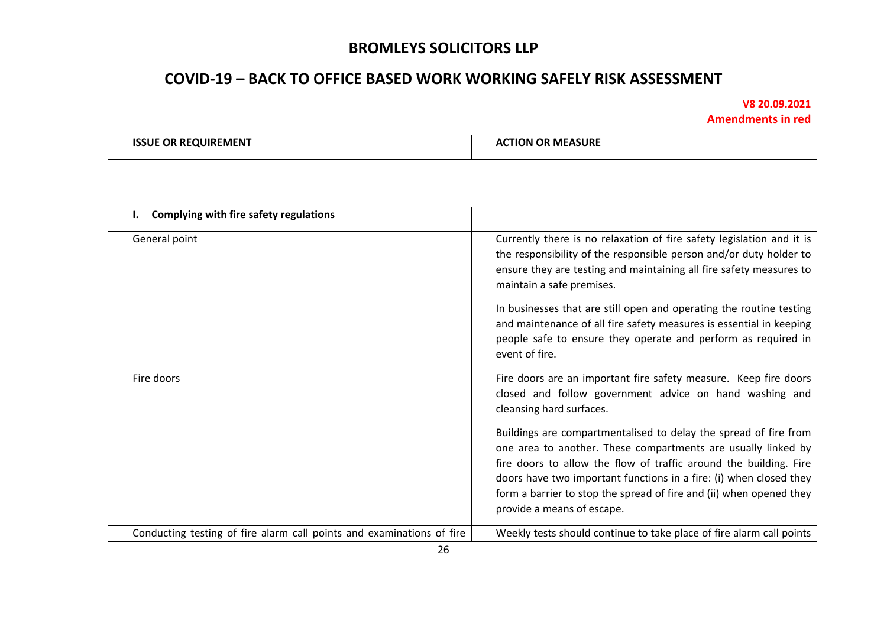# BROMLEYS SOLICITORS LLP

## COVID-19 – BACK TO OFFICE BASED WORK WORKING SAFELY RISK ASSESSMENT

**V8 20.09.2021**
**Amendments in red**

| ISSUE OR REQUIREMENT | ACTION OR MEASURE |
|---|---|
| **I. Complying with fire safety regulations** | |
| General point | Currently there is no relaxation of fire safety legislation and it is the responsibility of the responsible person and/or duty holder to ensure they are testing and maintaining all fire safety measures to maintain a safe premises.<br><br>In businesses that are still open and operating the routine testing and maintenance of all fire safety measures is essential in keeping people safe to ensure they operate and perform as required in event of fire. |
| Fire doors | Fire doors are an important fire safety measure. Keep fire doors closed and follow government advice on hand washing and cleansing hard surfaces.<br><br>Buildings are compartmentalised to delay the spread of fire from one area to another. These compartments are usually linked by fire doors to allow the flow of traffic around the building. Fire doors have two important functions in a fire: (i) when closed they form a barrier to stop the spread of fire and (ii) when opened they provide a means of escape. |
| Conducting testing of fire alarm call points and examinations of fire | Weekly tests should continue to take place of fire alarm call points |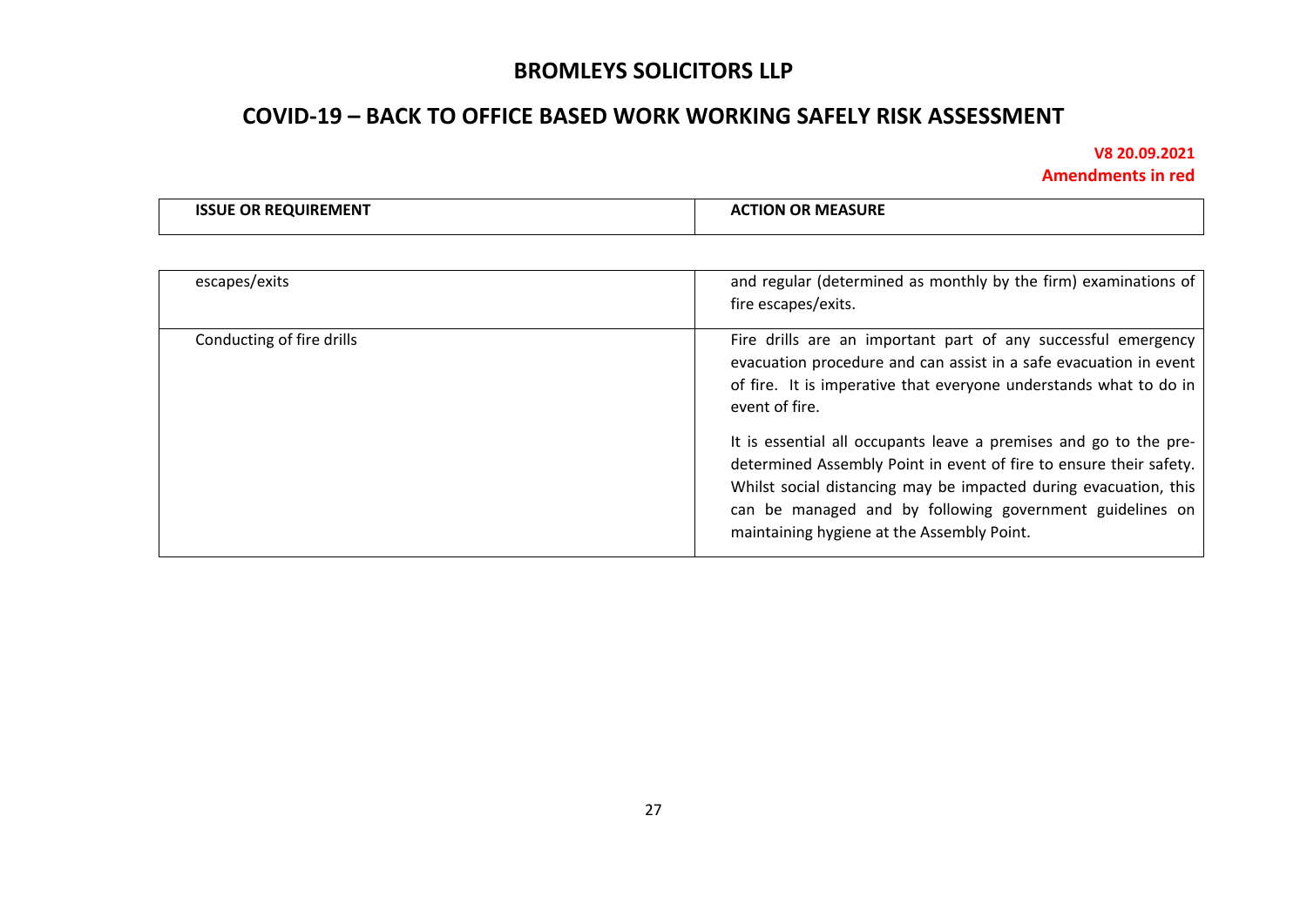# BROMLEYS SOLICITORS LLP

## COVID-19 – BACK TO OFFICE BASED WORK WORKING SAFELY RISK ASSESSMENT

**V8 20.09.2021**
**Amendments in red**

| ISSUE OR REQUIREMENT | ACTION OR MEASURE |
|---|---|
| escapes/exits | and regular (determined as monthly by the firm) examinations of fire escapes/exits. |
| Conducting of fire drills | Fire drills are an important part of any successful emergency evacuation procedure and can assist in a safe evacuation in event of fire. It is imperative that everyone understands what to do in event of fire.<br><br>It is essential all occupants leave a premises and go to the pre-determined Assembly Point in event of fire to ensure their safety. Whilst social distancing may be impacted during evacuation, this can be managed and by following government guidelines on maintaining hygiene at the Assembly Point. |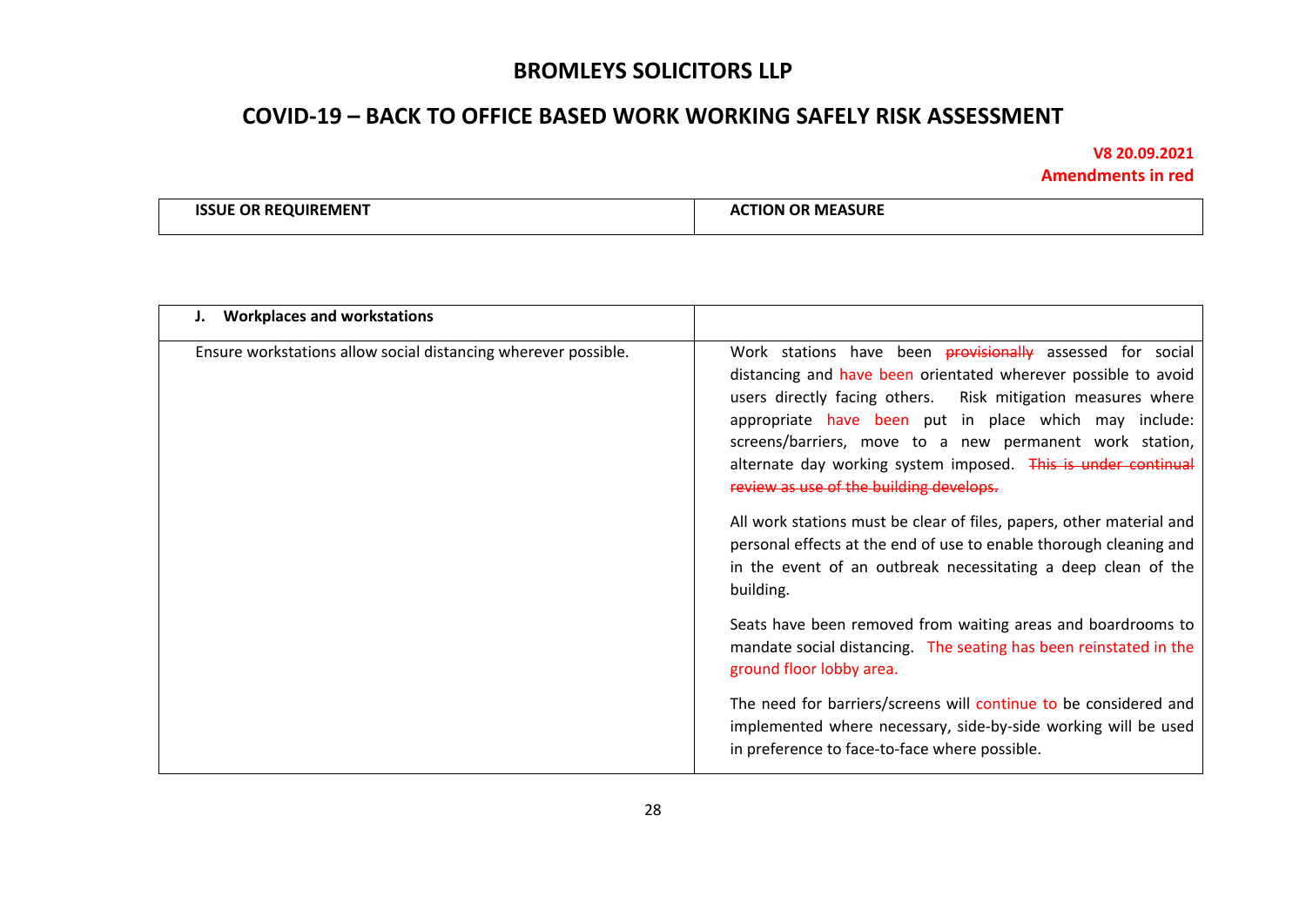# BROMLEYS SOLICITORS LLP

## COVID-19 – BACK TO OFFICE BASED WORK WORKING SAFELY RISK ASSESSMENT

**V8 20.09.2021**
**Amendments in red**

| ISSUE OR REQUIREMENT | ACTION OR MEASURE |
|---|---|
| **J. Workplaces and workstations** | |
| Ensure workstations allow social distancing wherever possible. | Work stations have been ~~provisionally~~ assessed for social distancing and have been orientated wherever possible to avoid users directly facing others. Risk mitigation measures where appropriate have been put in place which may include: screens/barriers, move to a new permanent work station, alternate day working system imposed. ~~This is under continual review as use of the building develops.~~<br><br>All work stations must be clear of files, papers, other material and personal effects at the end of use to enable thorough cleaning and in the event of an outbreak necessitating a deep clean of the building.<br><br>Seats have been removed from waiting areas and boardrooms to mandate social distancing. The seating has been reinstated in the ground floor lobby area.<br><br>The need for barriers/screens will continue to be considered and implemented where necessary, side-by-side working will be used in preference to face-to-face where possible. |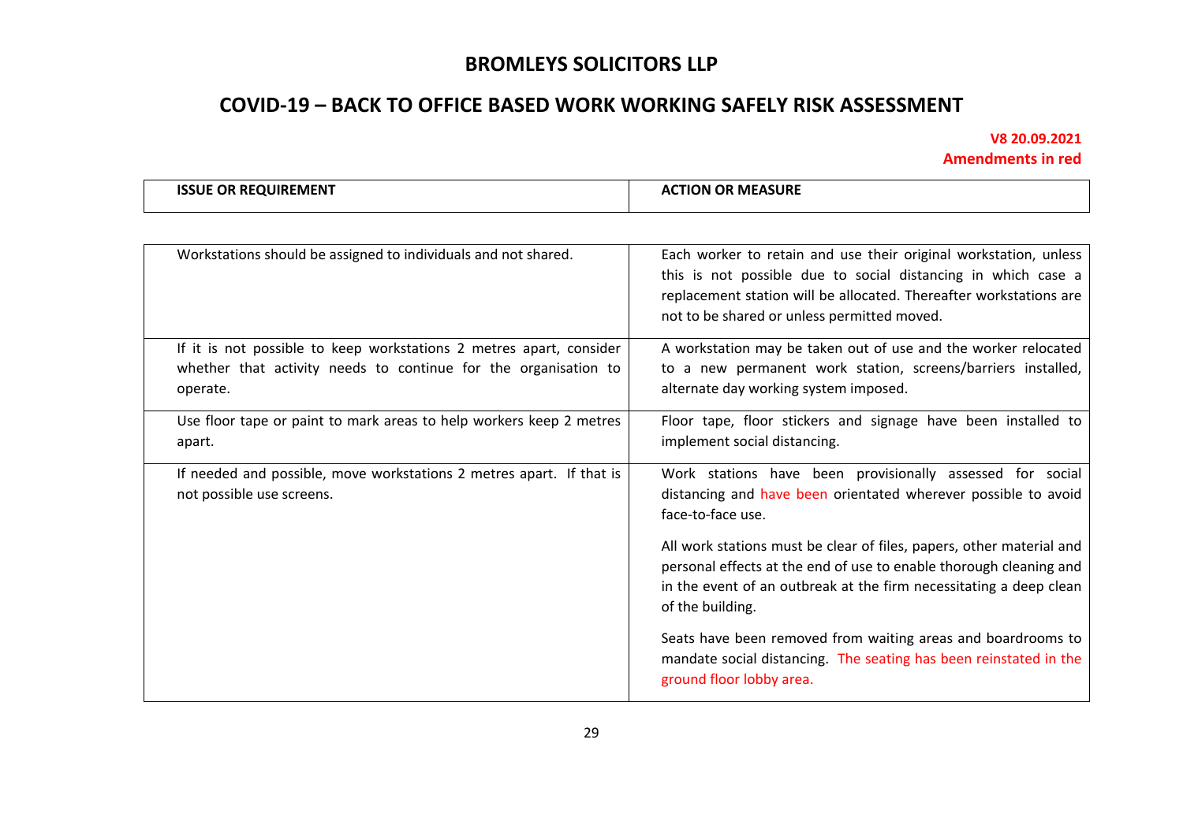# BROMLEYS SOLICITORS LLP

## COVID-19 – BACK TO OFFICE BASED WORK WORKING SAFELY RISK ASSESSMENT

**V8 20.09.2021**
**Amendments in red**

| ISSUE OR REQUIREMENT | ACTION OR MEASURE |
|---|---|
| Workstations should be assigned to individuals and not shared. | Each worker to retain and use their original workstation, unless this is not possible due to social distancing in which case a replacement station will be allocated. Thereafter workstations are not to be shared or unless permitted moved. |
| If it is not possible to keep workstations 2 metres apart, consider whether that activity needs to continue for the organisation to operate. | A workstation may be taken out of use and the worker relocated to a new permanent work station, screens/barriers installed, alternate day working system imposed. |
| Use floor tape or paint to mark areas to help workers keep 2 metres apart. | Floor tape, floor stickers and signage have been installed to implement social distancing. |
| If needed and possible, move workstations 2 metres apart. If that is not possible use screens. | Work stations have been provisionally assessed for social distancing and have been orientated wherever possible to avoid face-to-face use.<br><br>All work stations must be clear of files, papers, other material and personal effects at the end of use to enable thorough cleaning and in the event of an outbreak at the firm necessitating a deep clean of the building.<br><br>Seats have been removed from waiting areas and boardrooms to mandate social distancing. The seating has been reinstated in the ground floor lobby area. |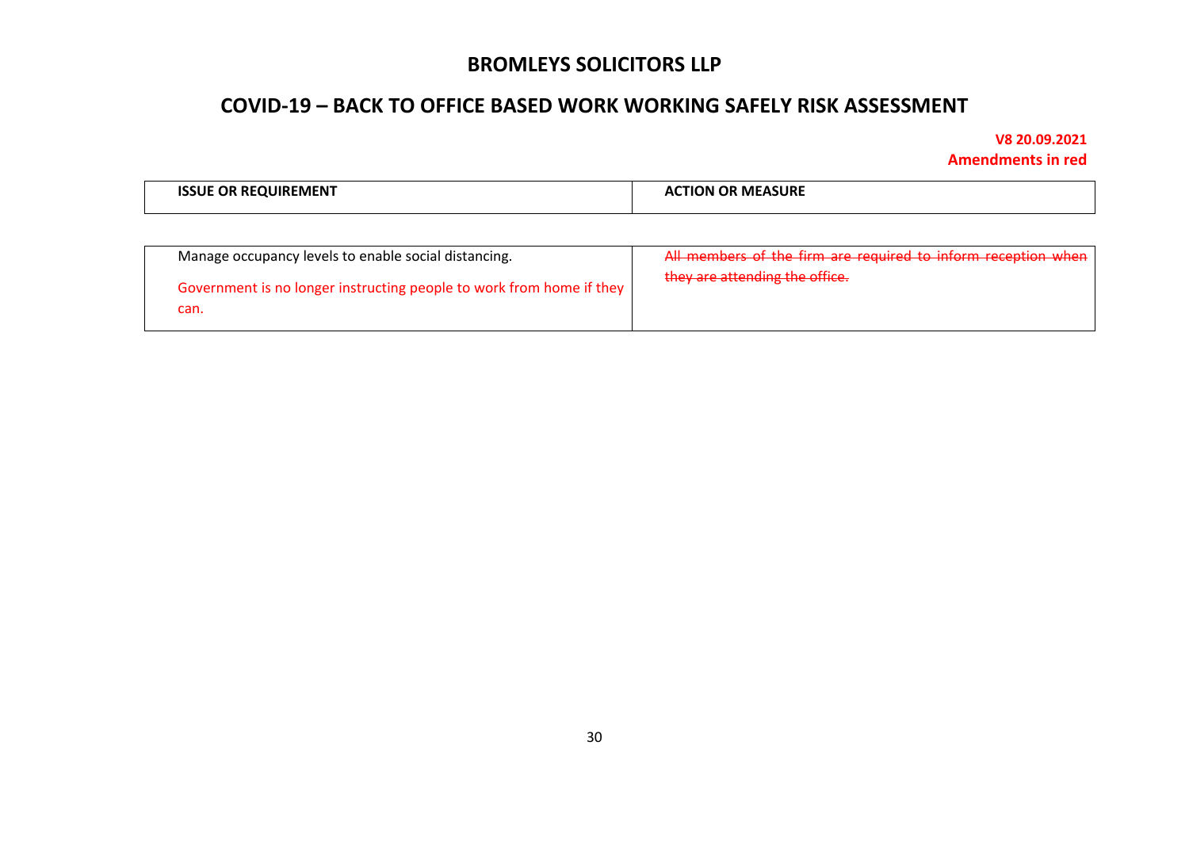# BROMLEYS SOLICITORS LLP

## COVID-19 – BACK TO OFFICE BASED WORK WORKING SAFELY RISK ASSESSMENT

**V8 20.09.2021**
**Amendments in red**

| ISSUE OR REQUIREMENT | ACTION OR MEASURE |
|---|---|
| Manage occupancy levels to enable social distancing.<br><br>Government is no longer instructing people to work from home if they can. | ~~All members of the firm are required to inform reception when they are attending the office.~~ |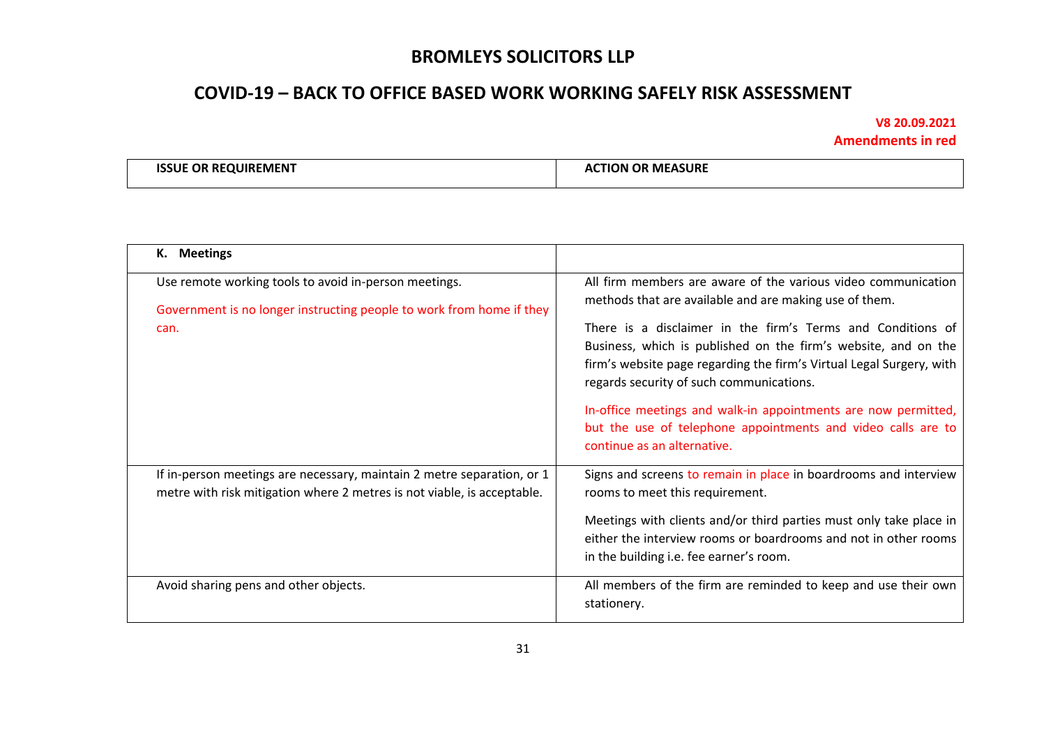# BROMLEYS SOLICITORS LLP

## COVID-19 – BACK TO OFFICE BASED WORK WORKING SAFELY RISK ASSESSMENT

**V8 20.09.2021**
**Amendments in red**

| ISSUE OR REQUIREMENT | ACTION OR MEASURE |
|---|---|
| **K. Meetings** | |
| Use remote working tools to avoid in-person meetings.<br><br>Government is no longer instructing people to work from home if they can. | All firm members are aware of the various video communication methods that are available and are making use of them.<br><br>There is a disclaimer in the firm's Terms and Conditions of Business, which is published on the firm's website, and on the firm's website page regarding the firm's Virtual Legal Surgery, with regards security of such communications.<br><br>In-office meetings and walk-in appointments are now permitted, but the use of telephone appointments and video calls are to continue as an alternative. |
| If in-person meetings are necessary, maintain 2 metre separation, or 1 metre with risk mitigation where 2 metres is not viable, is acceptable. | Signs and screens to remain in place in boardrooms and interview rooms to meet this requirement.<br><br>Meetings with clients and/or third parties must only take place in either the interview rooms or boardrooms and not in other rooms in the building i.e. fee earner's room. |
| Avoid sharing pens and other objects. | All members of the firm are reminded to keep and use their own stationery. |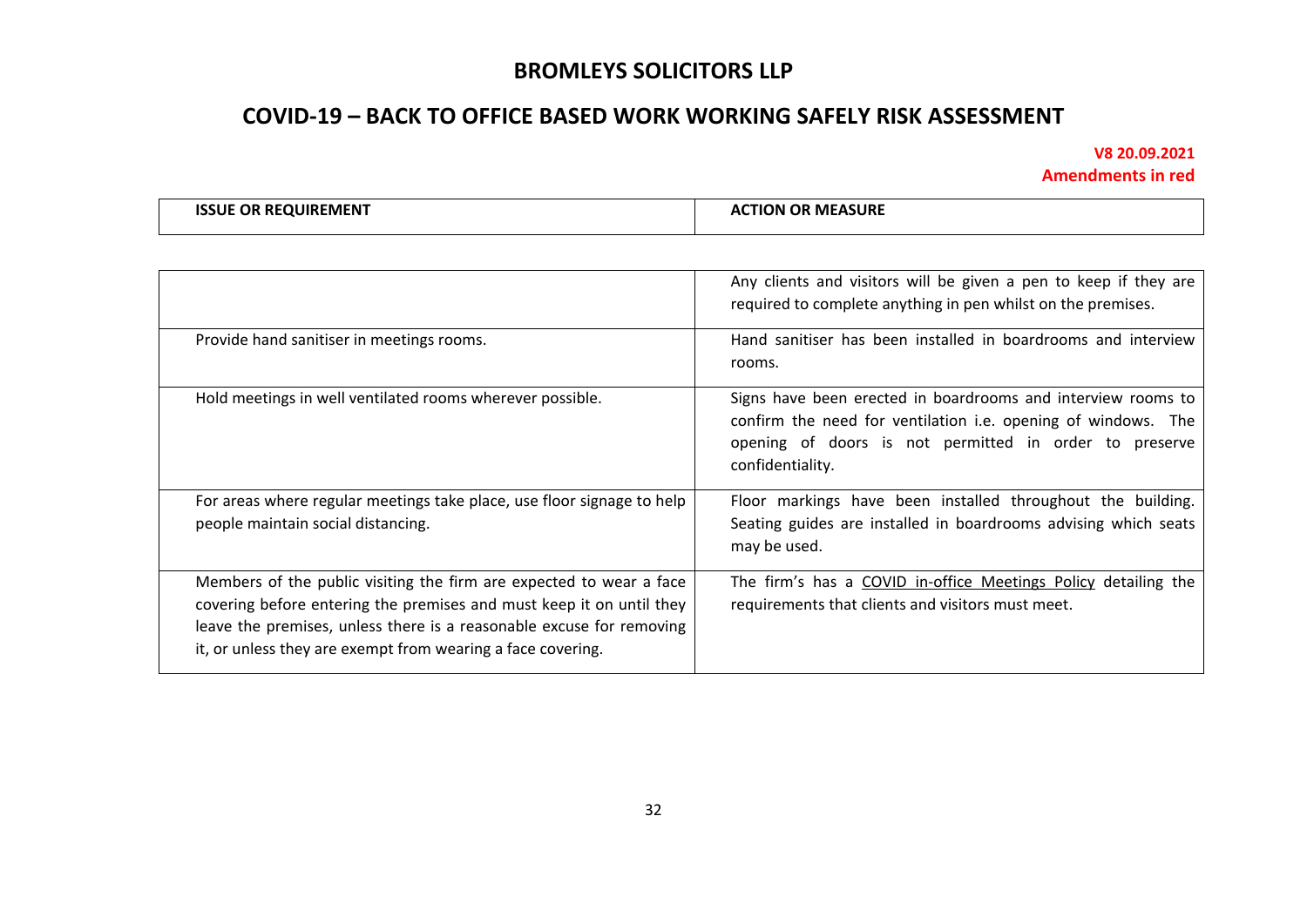## BROMLEYS SOLICITORS LLP

## COVID-19 – BACK TO OFFICE BASED WORK WORKING SAFELY RISK ASSESSMENT

**V8 20.09.2021**
**Amendments in red**

| ISSUE OR REQUIREMENT | ACTION OR MEASURE |
|---|---|
| | Any clients and visitors will be given a pen to keep if they are required to complete anything in pen whilst on the premises. |
| Provide hand sanitiser in meetings rooms. | Hand sanitiser has been installed in boardrooms and interview rooms. |
| Hold meetings in well ventilated rooms wherever possible. | Signs have been erected in boardrooms and interview rooms to confirm the need for ventilation i.e. opening of windows. The opening of doors is not permitted in order to preserve confidentiality. |
| For areas where regular meetings take place, use floor signage to help people maintain social distancing. | Floor markings have been installed throughout the building. Seating guides are installed in boardrooms advising which seats may be used. |
| Members of the public visiting the firm are expected to wear a face covering before entering the premises and must keep it on until they leave the premises, unless there is a reasonable excuse for removing it, or unless they are exempt from wearing a face covering. | The firm's has a COVID in-office Meetings Policy detailing the requirements that clients and visitors must meet. |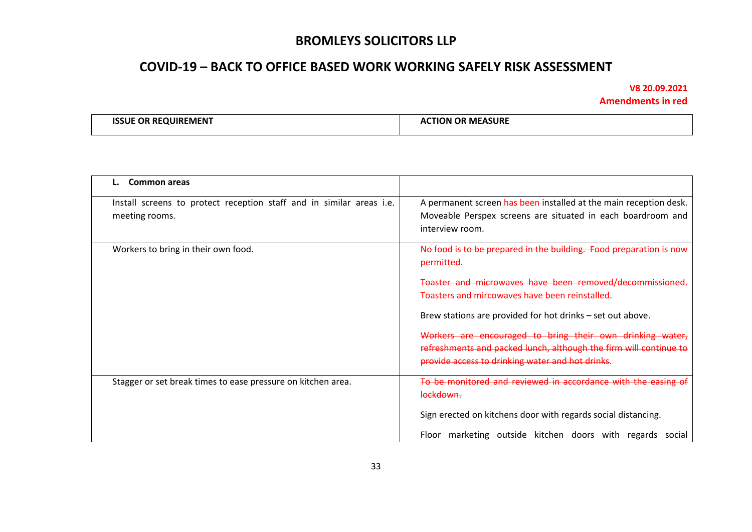# BROMLEYS SOLICITORS LLP

## COVID-19 – BACK TO OFFICE BASED WORK WORKING SAFELY RISK ASSESSMENT

**V8 20.09.2021**
**Amendments in red**

| ISSUE OR REQUIREMENT | ACTION OR MEASURE |
|---|---|
| **L. Common areas** | |
| Install screens to protect reception staff and in similar areas i.e. meeting rooms. | A permanent screen has been installed at the main reception desk. Moveable Perspex screens are situated in each boardroom and interview room. |
| Workers to bring in their own food. | ~~No food is to be prepared in the building.~~ Food preparation is now permitted.<br><br>~~Toaster and microwaves have been removed/decommissioned.~~ Toasters and mircowaves have been reinstalled.<br><br>Brew stations are provided for hot drinks – set out above.<br><br>~~Workers are encouraged to bring their own drinking water, refreshments and packed lunch, although the firm will continue to provide access to drinking water and hot drinks.~~ |
| Stagger or set break times to ease pressure on kitchen area. | ~~To be monitored and reviewed in accordance with the easing of lockdown.~~<br><br>Sign erected on kitchens door with regards social distancing.<br><br>Floor marketing outside kitchen doors with regards social |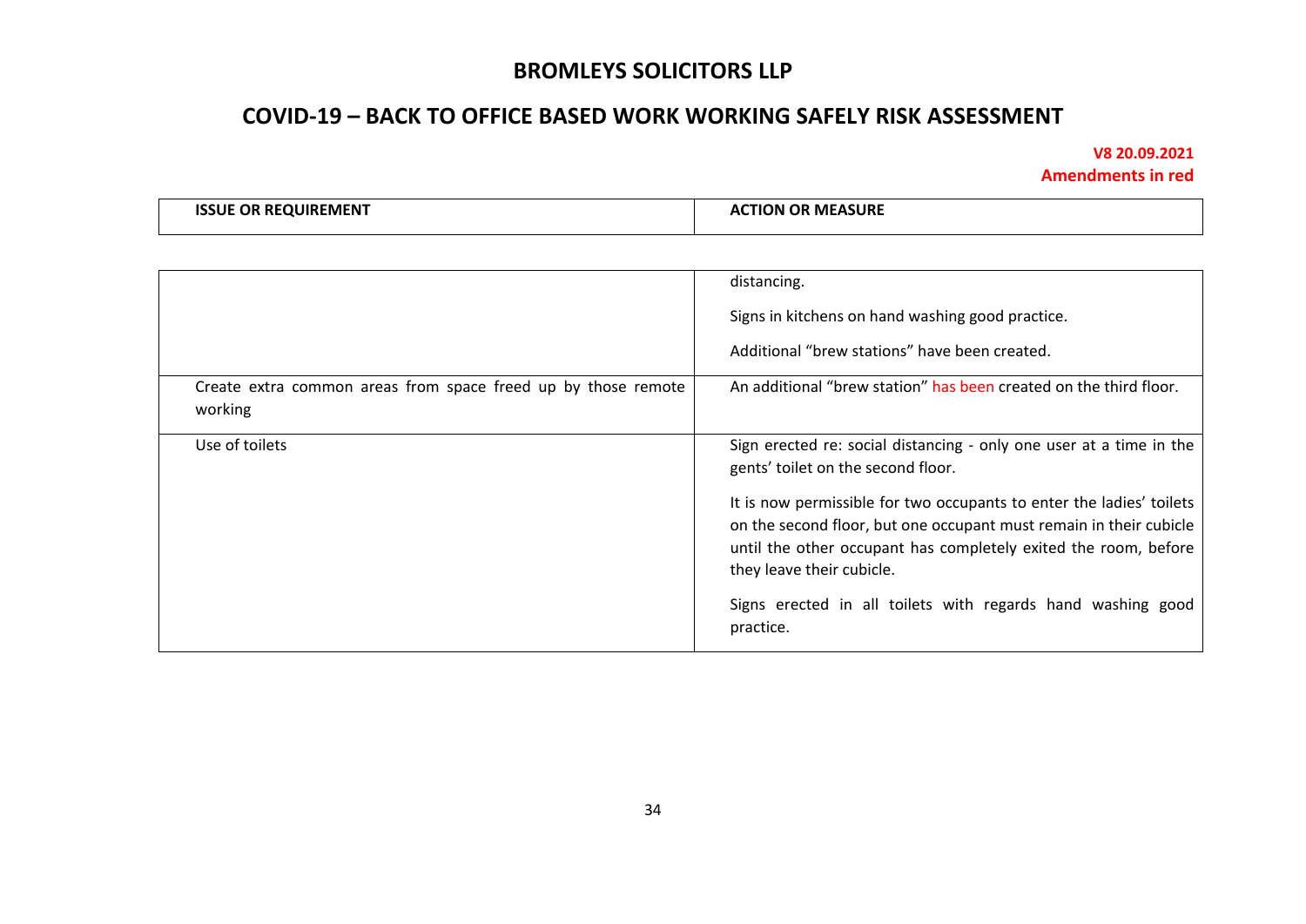# BROMLEYS SOLICITORS LLP

## COVID-19 – BACK TO OFFICE BASED WORK WORKING SAFELY RISK ASSESSMENT

**V8 20.09.2021**
**Amendments in red**

| ISSUE OR REQUIREMENT | ACTION OR MEASURE |
|---|---|
| | distancing.<br><br>Signs in kitchens on hand washing good practice.<br><br>Additional "brew stations" have been created. |
| Create extra common areas from space freed up by those remote working | An additional "brew station" has been created on the third floor. |
| Use of toilets | Sign erected re: social distancing - only one user at a time in the gents' toilet on the second floor.<br><br>It is now permissible for two occupants to enter the ladies' toilets on the second floor, but one occupant must remain in their cubicle until the other occupant has completely exited the room, before they leave their cubicle.<br><br>Signs erected in all toilets with regards hand washing good practice. |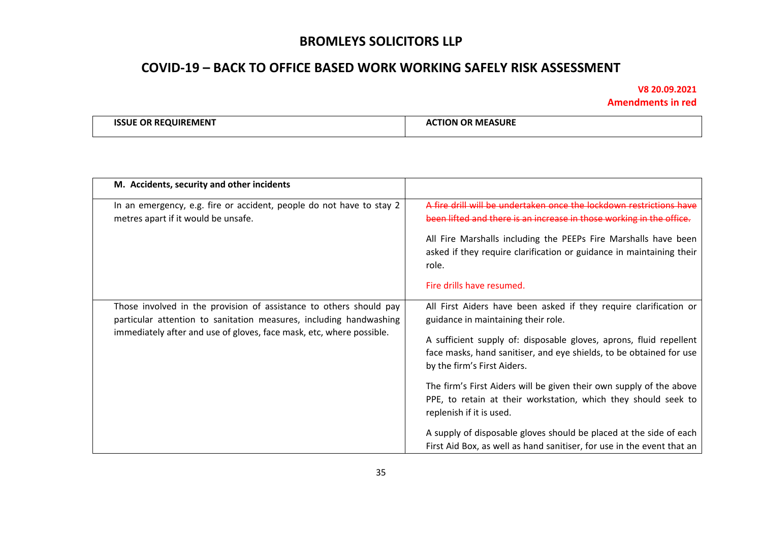# BROMLEYS SOLICITORS LLP

## COVID-19 – BACK TO OFFICE BASED WORK WORKING SAFELY RISK ASSESSMENT

**V8 20.09.2021**
**Amendments in red**

| ISSUE OR REQUIREMENT | ACTION OR MEASURE |
|---|---|
| **M. Accidents, security and other incidents** | |
| In an emergency, e.g. fire or accident, people do not have to stay 2 metres apart if it would be unsafe. | ~~A fire drill will be undertaken once the lockdown restrictions have been lifted and there is an increase in those working in the office.~~<br><br>All Fire Marshalls including the PEEPs Fire Marshalls have been asked if they require clarification or guidance in maintaining their role.<br><br>Fire drills have resumed. |
| Those involved in the provision of assistance to others should pay particular attention to sanitation measures, including handwashing immediately after and use of gloves, face mask, etc, where possible. | All First Aiders have been asked if they require clarification or guidance in maintaining their role.<br><br>A sufficient supply of: disposable gloves, aprons, fluid repellent face masks, hand sanitiser, and eye shields, to be obtained for use by the firm's First Aiders.<br><br>The firm's First Aiders will be given their own supply of the above PPE, to retain at their workstation, which they should seek to replenish if it is used.<br><br>A supply of disposable gloves should be placed at the side of each First Aid Box, as well as hand sanitiser, for use in the event that an |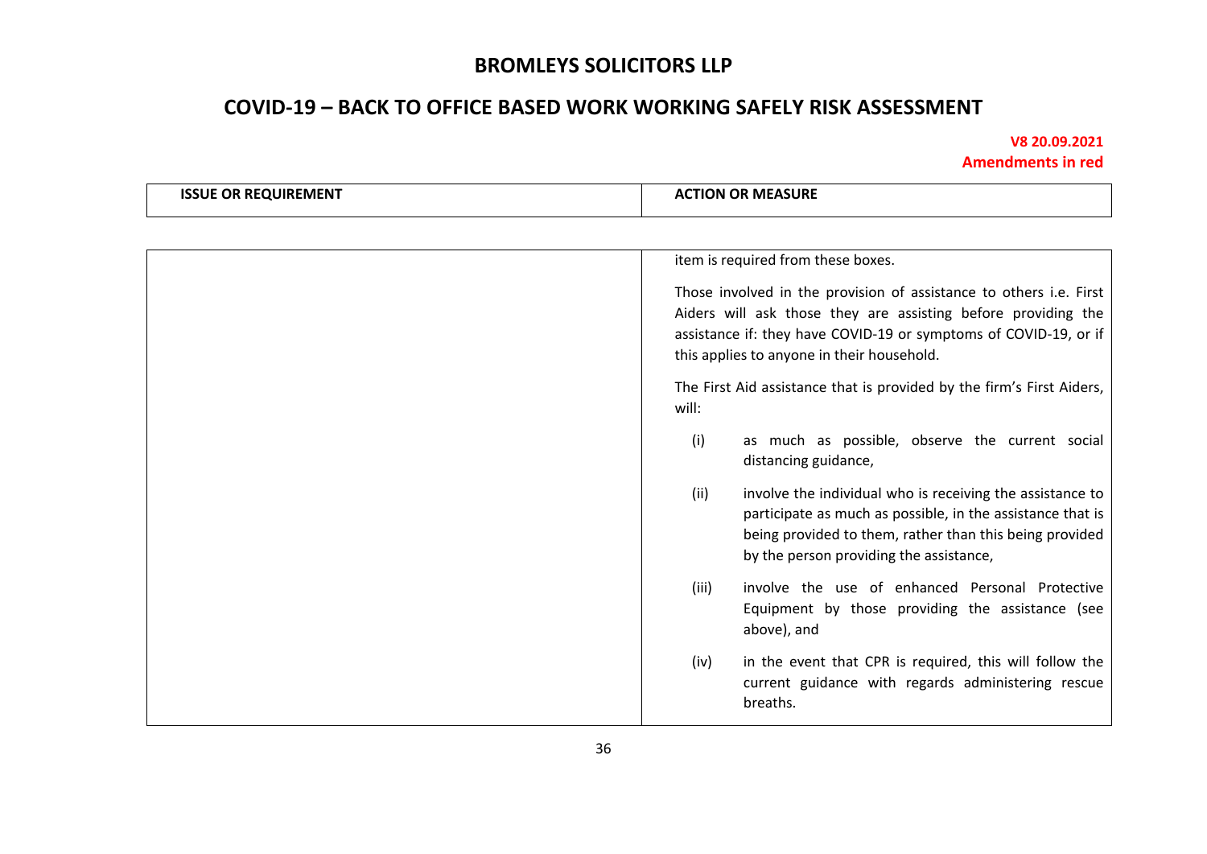| ISSUE OR REQUIREMENT | ACTION OR MEASURE |
|---|---|
| | item is required from these boxes.<br><br>Those involved in the provision of assistance to others i.e. First Aiders will ask those they are assisting before providing the assistance if: they have COVID-19 or symptoms of COVID-19, or if this applies to anyone in their household.<br><br>The First Aid assistance that is provided by the firm's First Aiders, will:<br><br>(i) as much as possible, observe the current social distancing guidance,<br><br>(ii) involve the individual who is receiving the assistance to participate as much as possible, in the assistance that is being provided to them, rather than this being provided by the person providing the assistance,<br><br>(iii) involve the use of enhanced Personal Protective Equipment by those providing the assistance (see above), and<br><br>(iv) in the event that CPR is required, this will follow the current guidance with regards administering rescue breaths. |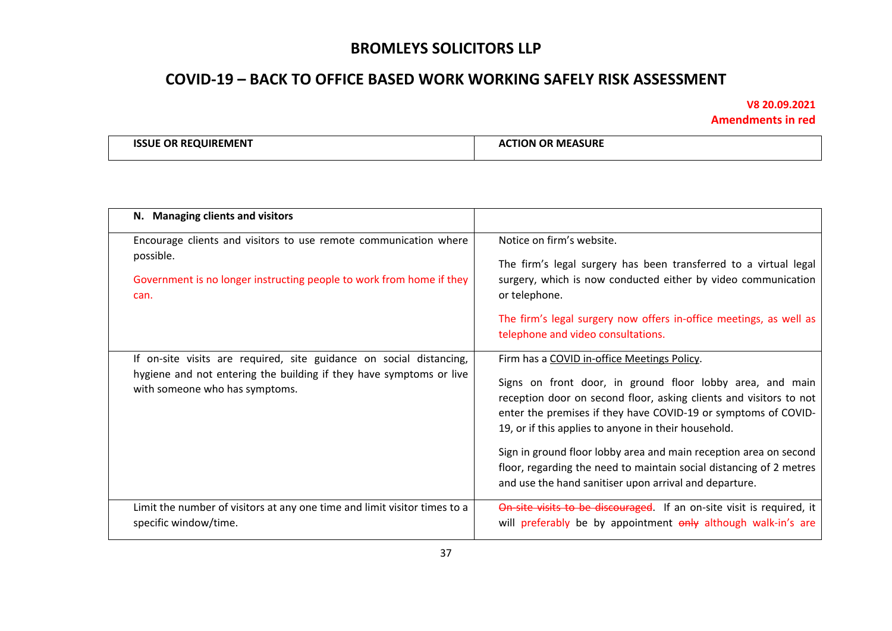# BROMLEYS SOLICITORS LLP

## COVID-19 – BACK TO OFFICE BASED WORK WORKING SAFELY RISK ASSESSMENT

**V8 20.09.2021**
**Amendments in red**

| ISSUE OR REQUIREMENT | ACTION OR MEASURE |
|---|---|
| **N. Managing clients and visitors** | |
| Encourage clients and visitors to use remote communication where possible.<br><br>Government is no longer instructing people to work from home if they can. | Notice on firm's website.<br><br>The firm's legal surgery has been transferred to a virtual legal surgery, which is now conducted either by video communication or telephone.<br><br>The firm's legal surgery now offers in-office meetings, as well as telephone and video consultations. |
| If on-site visits are required, site guidance on social distancing, hygiene and not entering the building if they have symptoms or live with someone who has symptoms. | Firm has a COVID in-office Meetings Policy.<br><br>Signs on front door, in ground floor lobby area, and main reception door on second floor, asking clients and visitors to not enter the premises if they have COVID-19 or symptoms of COVID-19, or if this applies to anyone in their household.<br><br>Sign in ground floor lobby area and main reception area on second floor, regarding the need to maintain social distancing of 2 metres and use the hand sanitiser upon arrival and departure. |
| Limit the number of visitors at any one time and limit visitor times to a specific window/time. | ~~On-site visits to be discouraged~~. If an on-site visit is required, it will preferably be by appointment ~~only~~ although walk-in's are |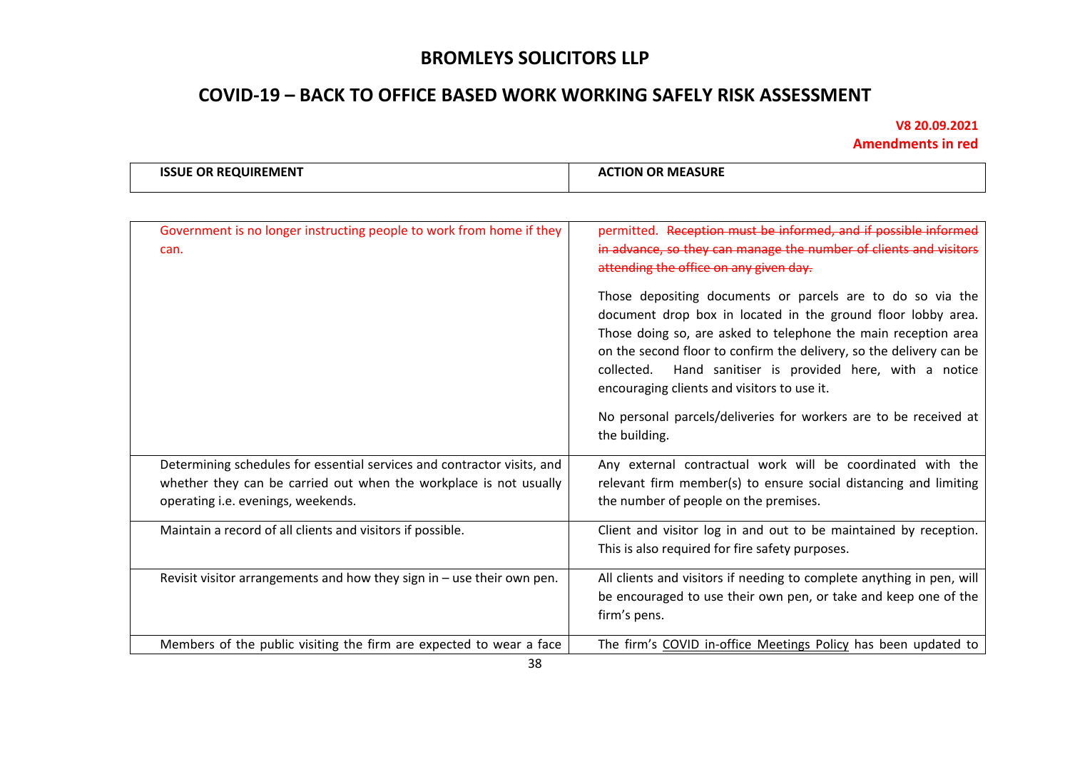# BROMLEYS SOLICITORS LLP

## COVID-19 – BACK TO OFFICE BASED WORK WORKING SAFELY RISK ASSESSMENT

**V8 20.09.2021**
**Amendments in red**

| ISSUE OR REQUIREMENT | ACTION OR MEASURE |
|---|---|
| Government is no longer instructing people to work from home if they can. | permitted. ~~Reception must be informed, and if possible informed in advance, so they can manage the number of clients and visitors attending the office on any given day.~~<br><br>Those depositing documents or parcels are to do so via the document drop box in located in the ground floor lobby area. Those doing so, are asked to telephone the main reception area on the second floor to confirm the delivery, so the delivery can be collected. Hand sanitiser is provided here, with a notice encouraging clients and visitors to use it.<br><br>No personal parcels/deliveries for workers are to be received at the building. |
| Determining schedules for essential services and contractor visits, and whether they can be carried out when the workplace is not usually operating i.e. evenings, weekends. | Any external contractual work will be coordinated with the relevant firm member(s) to ensure social distancing and limiting the number of people on the premises. |
| Maintain a record of all clients and visitors if possible. | Client and visitor log in and out to be maintained by reception. This is also required for fire safety purposes. |
| Revisit visitor arrangements and how they sign in – use their own pen. | All clients and visitors if needing to complete anything in pen, will be encouraged to use their own pen, or take and keep one of the firm's pens. |
| Members of the public visiting the firm are expected to wear a face | The firm's COVID in-office Meetings Policy has been updated to |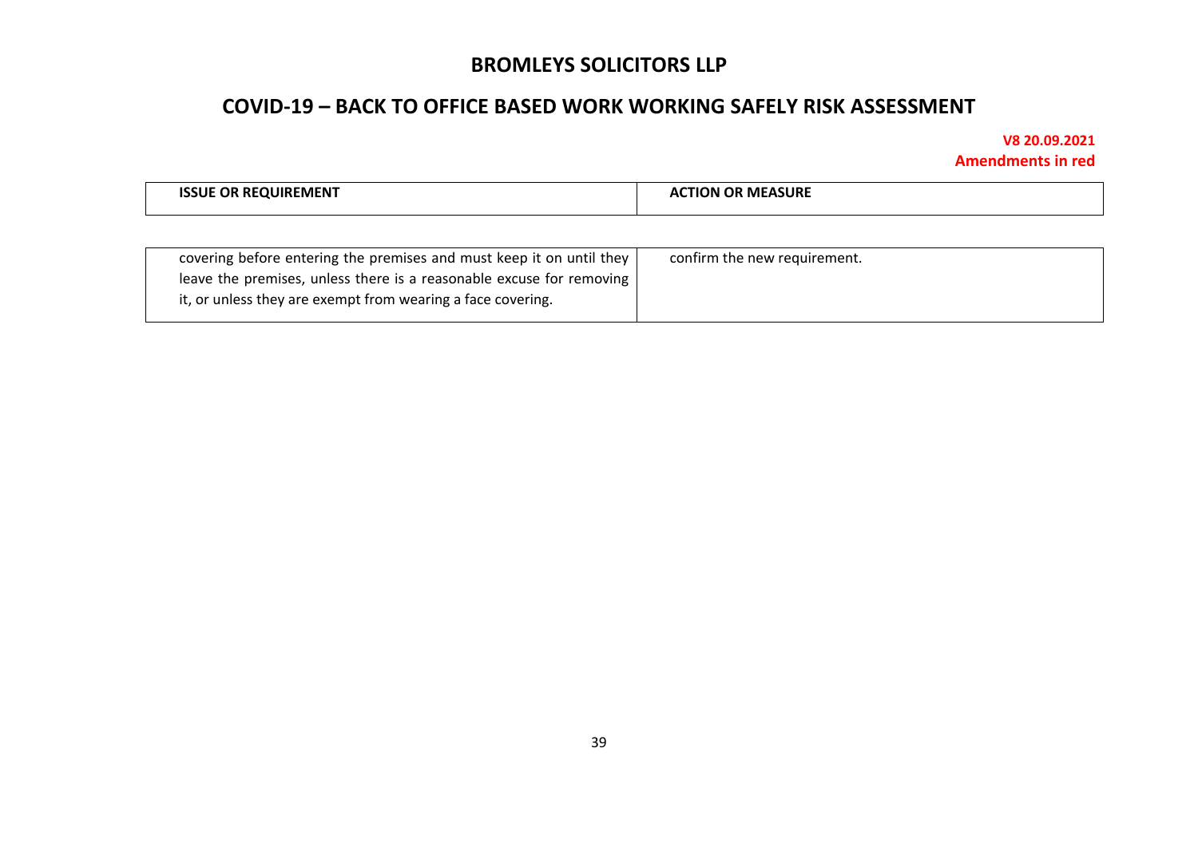| ISSUE OR REQUIREMENT | ACTION OR MEASURE |
| --- | --- |
| covering before entering the premises and must keep it on until they leave the premises, unless there is a reasonable excuse for removing it, or unless they are exempt from wearing a face covering. | confirm the new requirement. |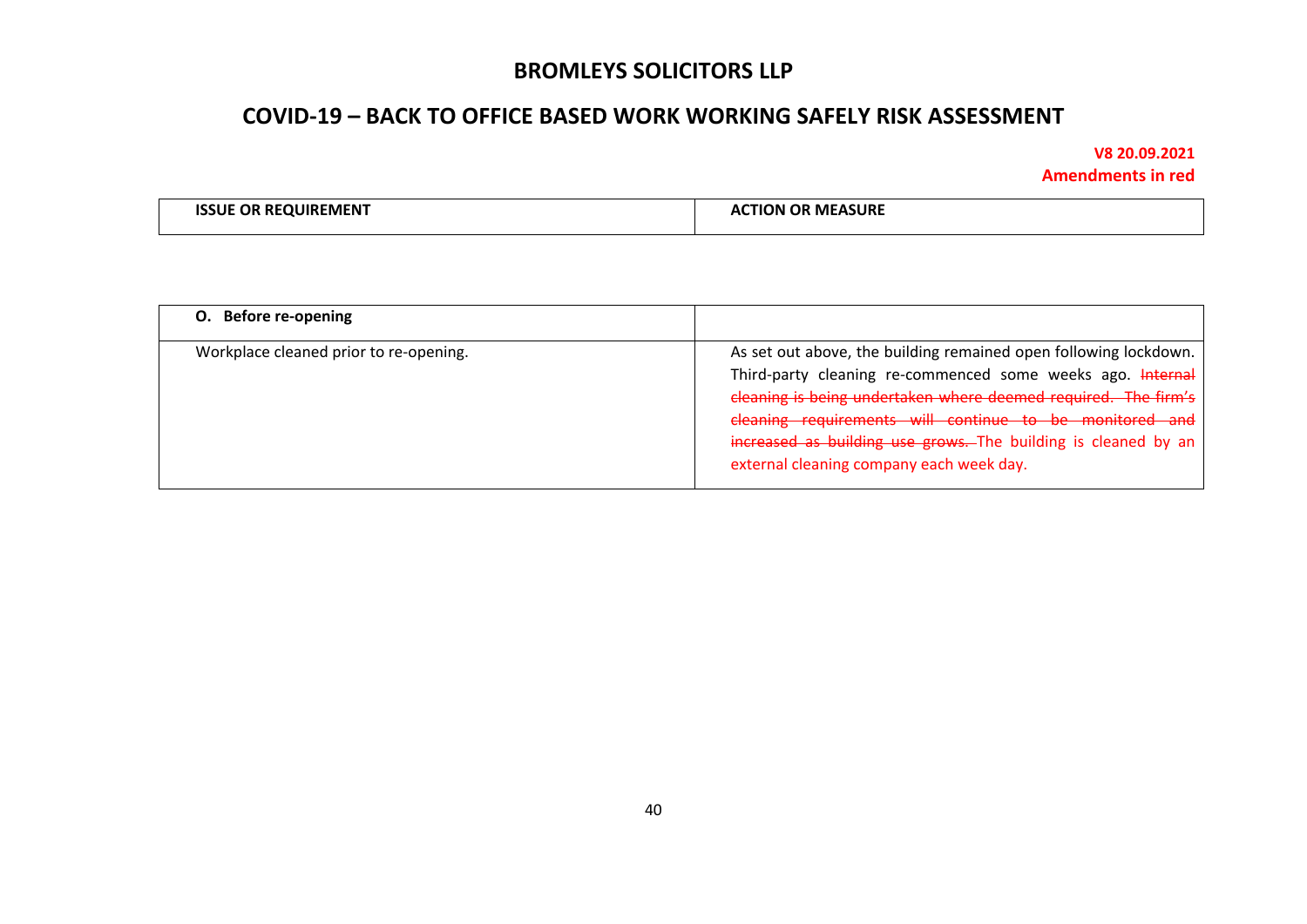| ISSUE OR REQUIREMENT | ACTION OR MEASURE |
|---|---|
| **O. Before re-opening** | |
| Workplace cleaned prior to re-opening. | As set out above, the building remained open following lockdown. Third-party cleaning re-commenced some weeks ago. ~~Internal cleaning is being undertaken where deemed required. The firm's cleaning requirements will continue to be monitored and increased as building use grows.~~ The building is cleaned by an external cleaning company each week day. |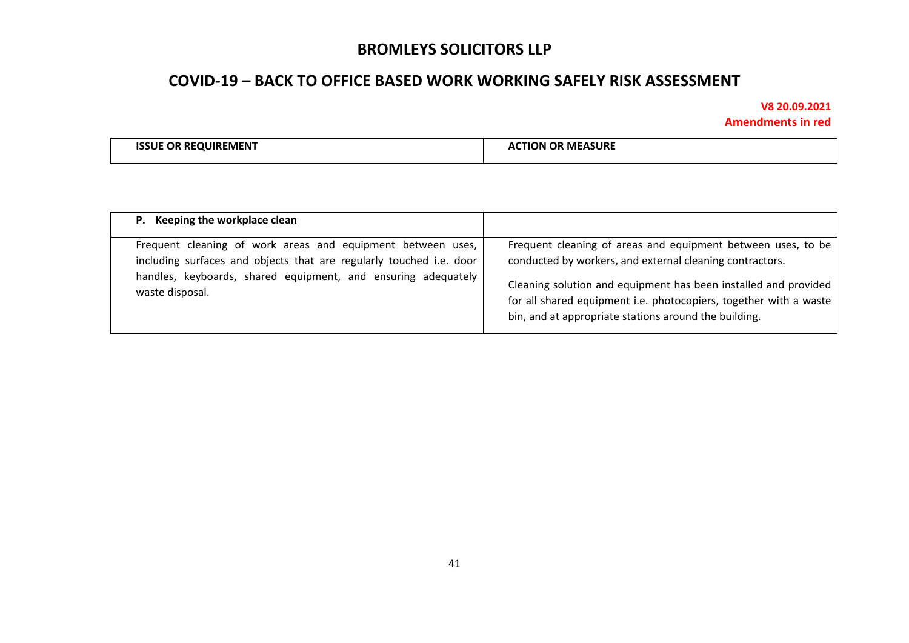# BROMLEYS SOLICITORS LLP

## COVID-19 – BACK TO OFFICE BASED WORK WORKING SAFELY RISK ASSESSMENT

**V8 20.09.2021**
**Amendments in red**

| ISSUE OR REQUIREMENT | ACTION OR MEASURE |
| --- | --- |
| **P. Keeping the workplace clean** | |
| Frequent cleaning of work areas and equipment between uses, including surfaces and objects that are regularly touched i.e. door handles, keyboards, shared equipment, and ensuring adequately waste disposal. | Frequent cleaning of areas and equipment between uses, to be conducted by workers, and external cleaning contractors.<br><br>Cleaning solution and equipment has been installed and provided for all shared equipment i.e. photocopiers, together with a waste bin, and at appropriate stations around the building. |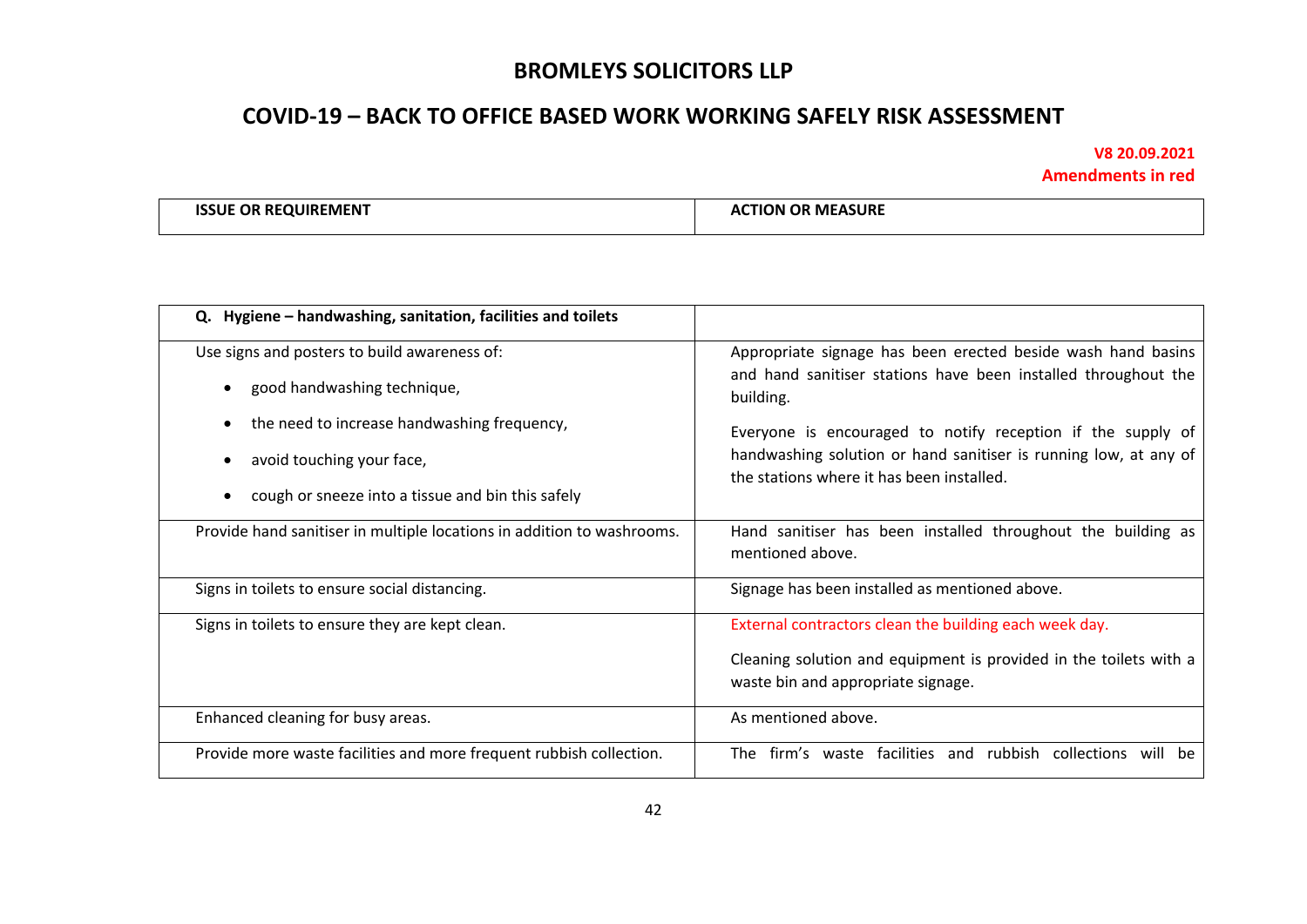# BROMLEYS SOLICITORS LLP

## COVID-19 – BACK TO OFFICE BASED WORK WORKING SAFELY RISK ASSESSMENT

**V8 20.09.2021**
**Amendments in red**

| ISSUE OR REQUIREMENT | ACTION OR MEASURE |
|---|---|
| **Q. Hygiene – handwashing, sanitation, facilities and toilets** | |
| Use signs and posters to build awareness of:<br>• good handwashing technique,<br>• the need to increase handwashing frequency,<br>• avoid touching your face,<br>• cough or sneeze into a tissue and bin this safely | Appropriate signage has been erected beside wash hand basins and hand sanitiser stations have been installed throughout the building.<br><br>Everyone is encouraged to notify reception if the supply of handwashing solution or hand sanitiser is running low, at any of the stations where it has been installed. |
| Provide hand sanitiser in multiple locations in addition to washrooms. | Hand sanitiser has been installed throughout the building as mentioned above. |
| Signs in toilets to ensure social distancing. | Signage has been installed as mentioned above. |
| Signs in toilets to ensure they are kept clean. | External contractors clean the building each week day.<br><br>Cleaning solution and equipment is provided in the toilets with a waste bin and appropriate signage. |
| Enhanced cleaning for busy areas. | As mentioned above. |
| Provide more waste facilities and more frequent rubbish collection. | The firm's waste facilities and rubbish collections will be |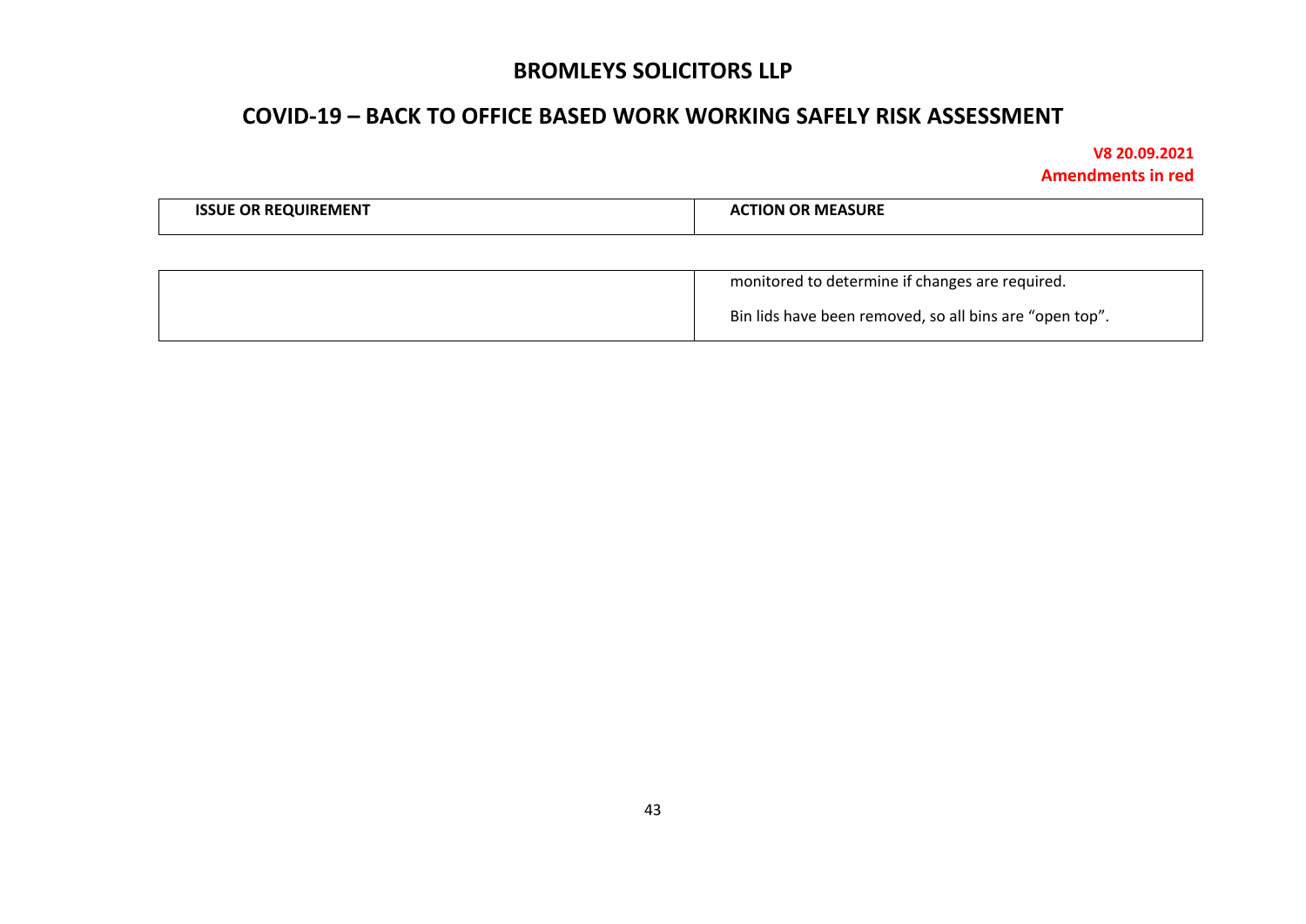| ISSUE OR REQUIREMENT | ACTION OR MEASURE |
| --- | --- |
| | monitored to determine if changes are required.<br><br>Bin lids have been removed, so all bins are "open top". |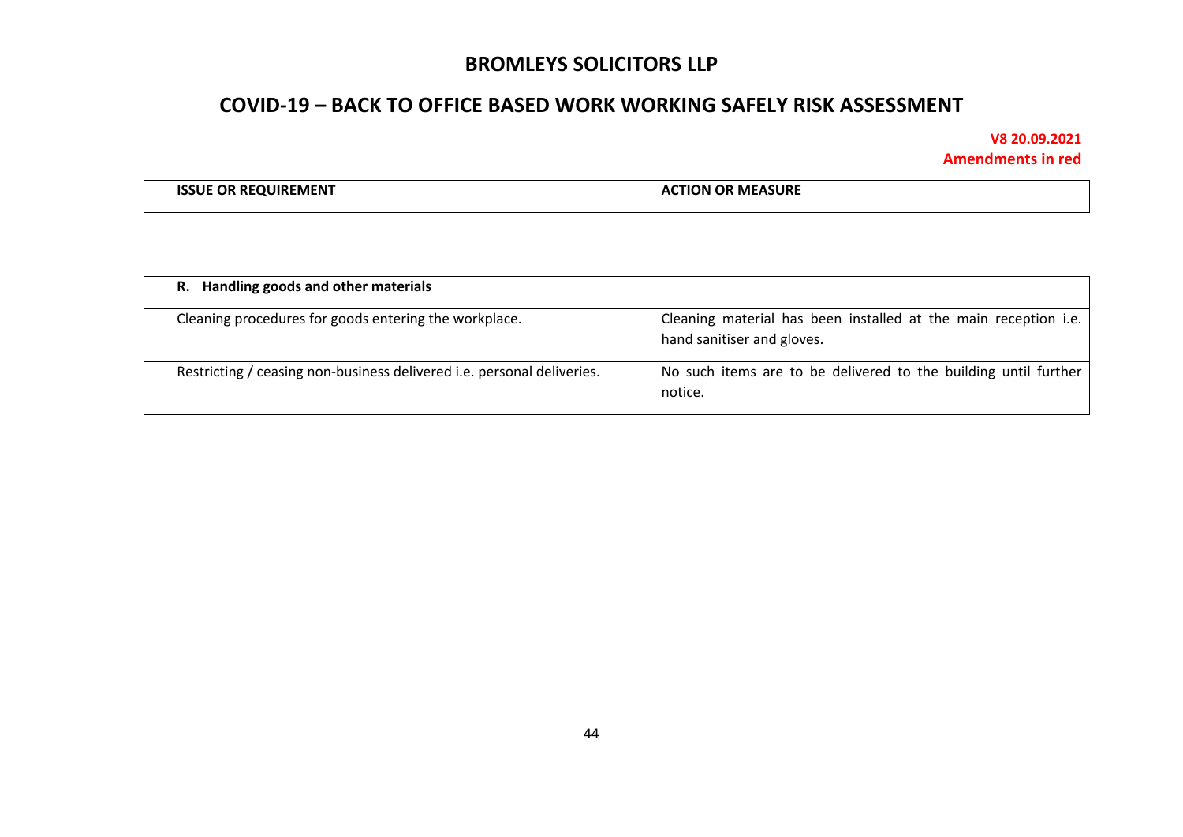| ISSUE OR REQUIREMENT | ACTION OR MEASURE |
|---|---|
| **R. Handling goods and other materials** | |
| Cleaning procedures for goods entering the workplace. | Cleaning material has been installed at the main reception i.e. hand sanitiser and gloves. |
| Restricting / ceasing non-business delivered i.e. personal deliveries. | No such items are to be delivered to the building until further notice. |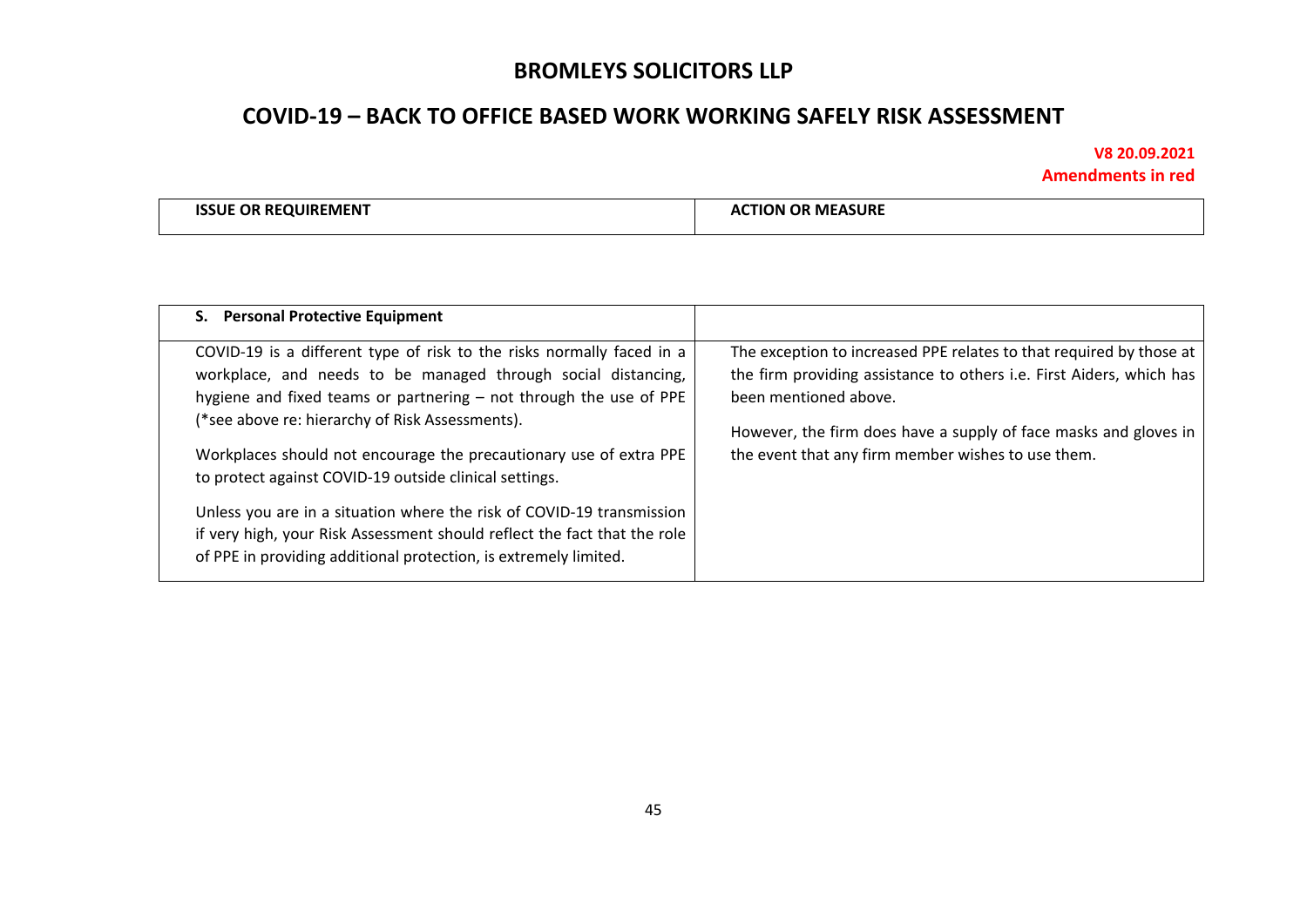# BROMLEYS SOLICITORS LLP

## COVID-19 – BACK TO OFFICE BASED WORK WORKING SAFELY RISK ASSESSMENT

**V8 20.09.2021**
**Amendments in red**

| ISSUE OR REQUIREMENT | ACTION OR MEASURE |
|---|---|
| **S. Personal Protective Equipment** | |
| COVID-19 is a different type of risk to the risks normally faced in a workplace, and needs to be managed through social distancing, hygiene and fixed teams or partnering – not through the use of PPE (*see above re: hierarchy of Risk Assessments).<br><br>Workplaces should not encourage the precautionary use of extra PPE to protect against COVID-19 outside clinical settings.<br><br>Unless you are in a situation where the risk of COVID-19 transmission if very high, your Risk Assessment should reflect the fact that the role of PPE in providing additional protection, is extremely limited. | The exception to increased PPE relates to that required by those at the firm providing assistance to others i.e. First Aiders, which has been mentioned above.<br><br>However, the firm does have a supply of face masks and gloves in the event that any firm member wishes to use them. |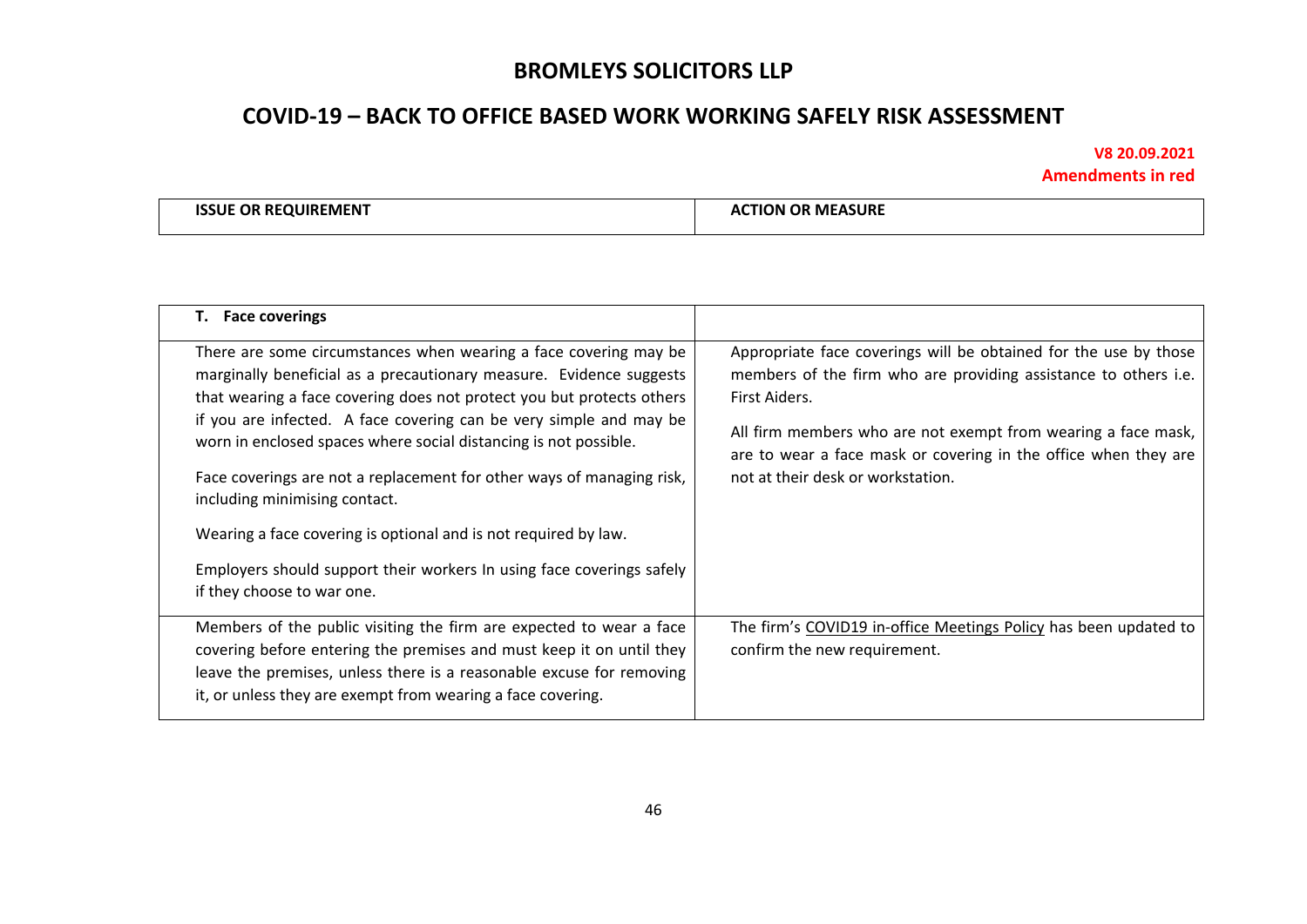# BROMLEYS SOLICITORS LLP

## COVID-19 – BACK TO OFFICE BASED WORK WORKING SAFELY RISK ASSESSMENT

**V8 20.09.2021**
**Amendments in red**

| ISSUE OR REQUIREMENT | ACTION OR MEASURE |
|---|---|
| **T. Face coverings** | |
| There are some circumstances when wearing a face covering may be marginally beneficial as a precautionary measure. Evidence suggests that wearing a face covering does not protect you but protects others if you are infected. A face covering can be very simple and may be worn in enclosed spaces where social distancing is not possible.<br><br>Face coverings are not a replacement for other ways of managing risk, including minimising contact.<br><br>Wearing a face covering is optional and is not required by law.<br><br>Employers should support their workers In using face coverings safely if they choose to war one. | Appropriate face coverings will be obtained for the use by those members of the firm who are providing assistance to others i.e. First Aiders.<br><br>All firm members who are not exempt from wearing a face mask, are to wear a face mask or covering in the office when they are not at their desk or workstation. |
| Members of the public visiting the firm are expected to wear a face covering before entering the premises and must keep it on until they leave the premises, unless there is a reasonable excuse for removing it, or unless they are exempt from wearing a face covering. | The firm's COVID19 in-office Meetings Policy has been updated to confirm the new requirement. |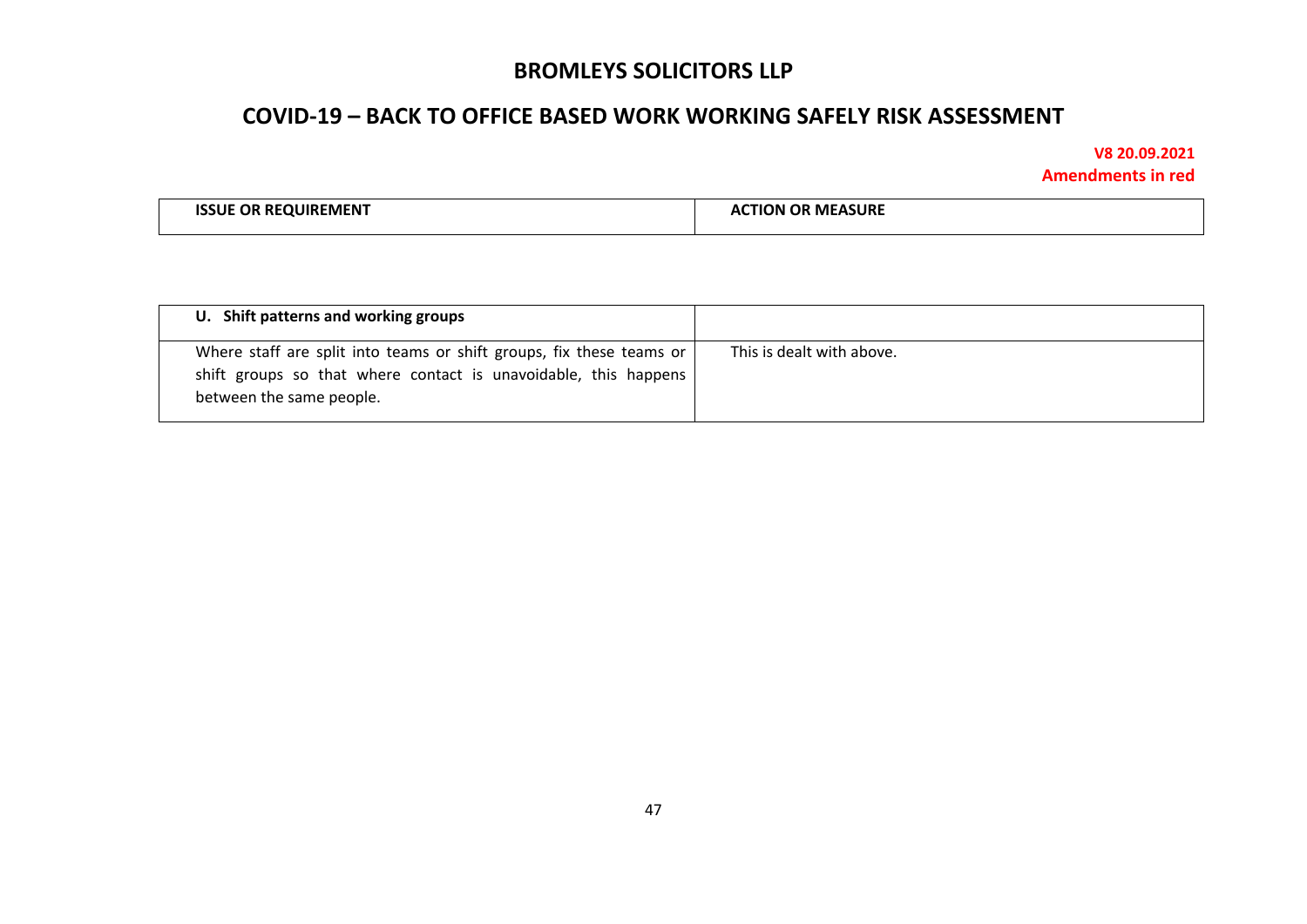# BROMLEYS SOLICITORS LLP

## COVID-19 – BACK TO OFFICE BASED WORK WORKING SAFELY RISK ASSESSMENT

**V8 20.09.2021**
**Amendments in red**

| ISSUE OR REQUIREMENT | ACTION OR MEASURE |
|---|---|
| **U. Shift patterns and working groups** | |
| Where staff are split into teams or shift groups, fix these teams or shift groups so that where contact is unavoidable, this happens between the same people. | This is dealt with above. |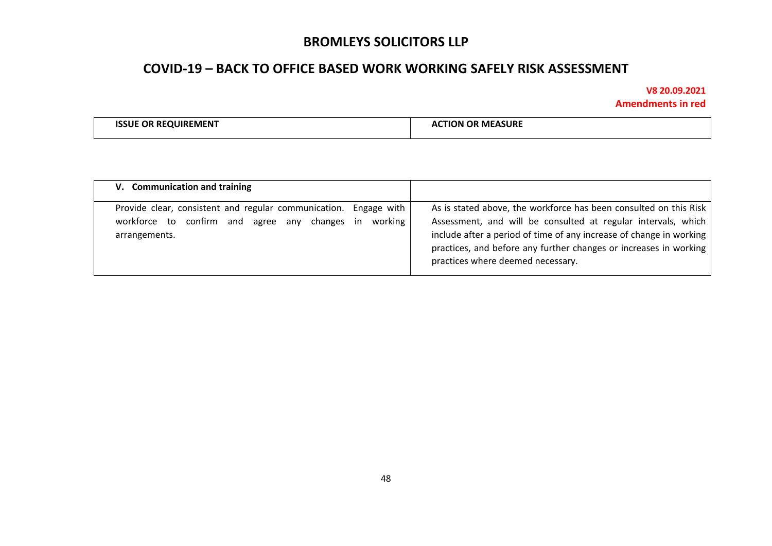# BROMLEYS SOLICITORS LLP

## COVID-19 – BACK TO OFFICE BASED WORK WORKING SAFELY RISK ASSESSMENT

**V8 20.09.2021**
**Amendments in red**

| ISSUE OR REQUIREMENT | ACTION OR MEASURE |
|---|---|
| **V. Communication and training** | |
| Provide clear, consistent and regular communication. Engage with workforce to confirm and agree any changes in working arrangements. | As is stated above, the workforce has been consulted on this Risk Assessment, and will be consulted at regular intervals, which include after a period of time of any increase of change in working practices, and before any further changes or increases in working practices where deemed necessary. |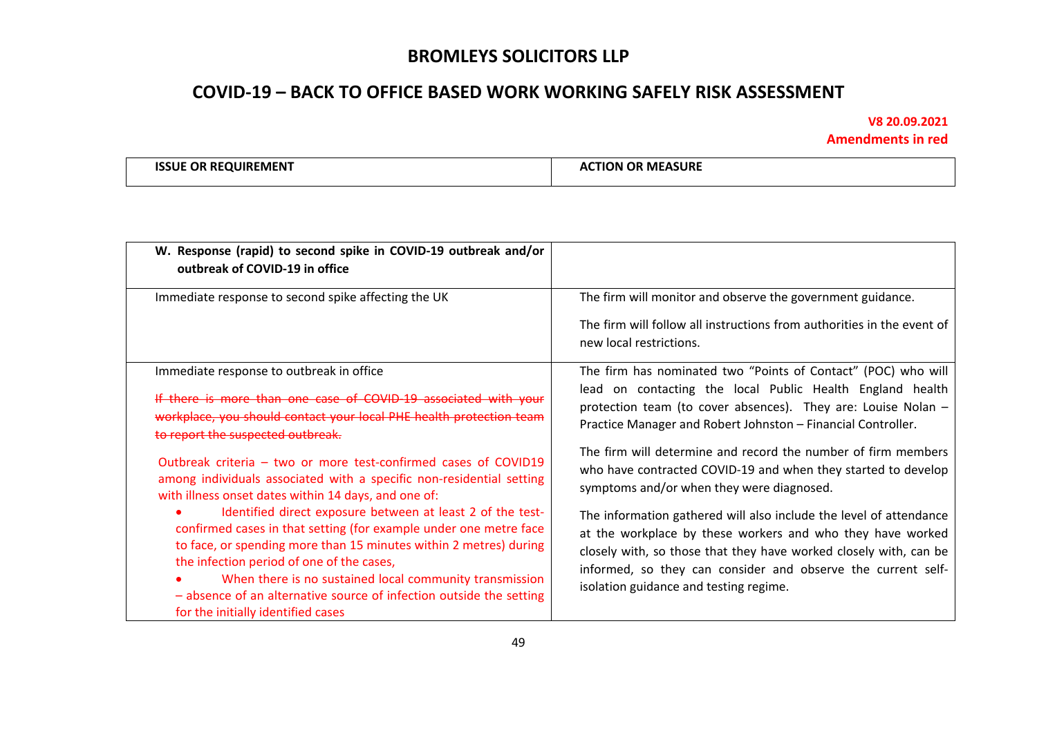# BROMLEYS SOLICITORS LLP

## COVID-19 – BACK TO OFFICE BASED WORK WORKING SAFELY RISK ASSESSMENT

**V8 20.09.2021**
**Amendments in red**

| ISSUE OR REQUIREMENT | ACTION OR MEASURE |
|---|---|
| **W. Response (rapid) to second spike in COVID-19 outbreak and/or outbreak of COVID-19 in office** | |
| Immediate response to second spike affecting the UK | The firm will monitor and observe the government guidance.<br><br>The firm will follow all instructions from authorities in the event of new local restrictions. |
| Immediate response to outbreak in office<br><br>~~If there is more than one case of COVID-19 associated with your workplace, you should contact your local PHE health protection team to report the suspected outbreak.~~<br><br>Outbreak criteria – two or more test-confirmed cases of COVID19 among individuals associated with a specific non-residential setting with illness onset dates within 14 days, and one of:<br>• Identified direct exposure between at least 2 of the test-confirmed cases in that setting (for example under one metre face to face, or spending more than 15 minutes within 2 metres) during the infection period of one of the cases,<br>• When there is no sustained local community transmission – absence of an alternative source of infection outside the setting for the initially identified cases | The firm has nominated two "Points of Contact" (POC) who will lead on contacting the local Public Health England health protection team (to cover absences). They are: Louise Nolan – Practice Manager and Robert Johnston – Financial Controller.<br><br>The firm will determine and record the number of firm members who have contracted COVID-19 and when they started to develop symptoms and/or when they were diagnosed.<br><br>The information gathered will also include the level of attendance at the workplace by these workers and who they have worked closely with, so those that they have worked closely with, can be informed, so they can consider and observe the current self-isolation guidance and testing regime. |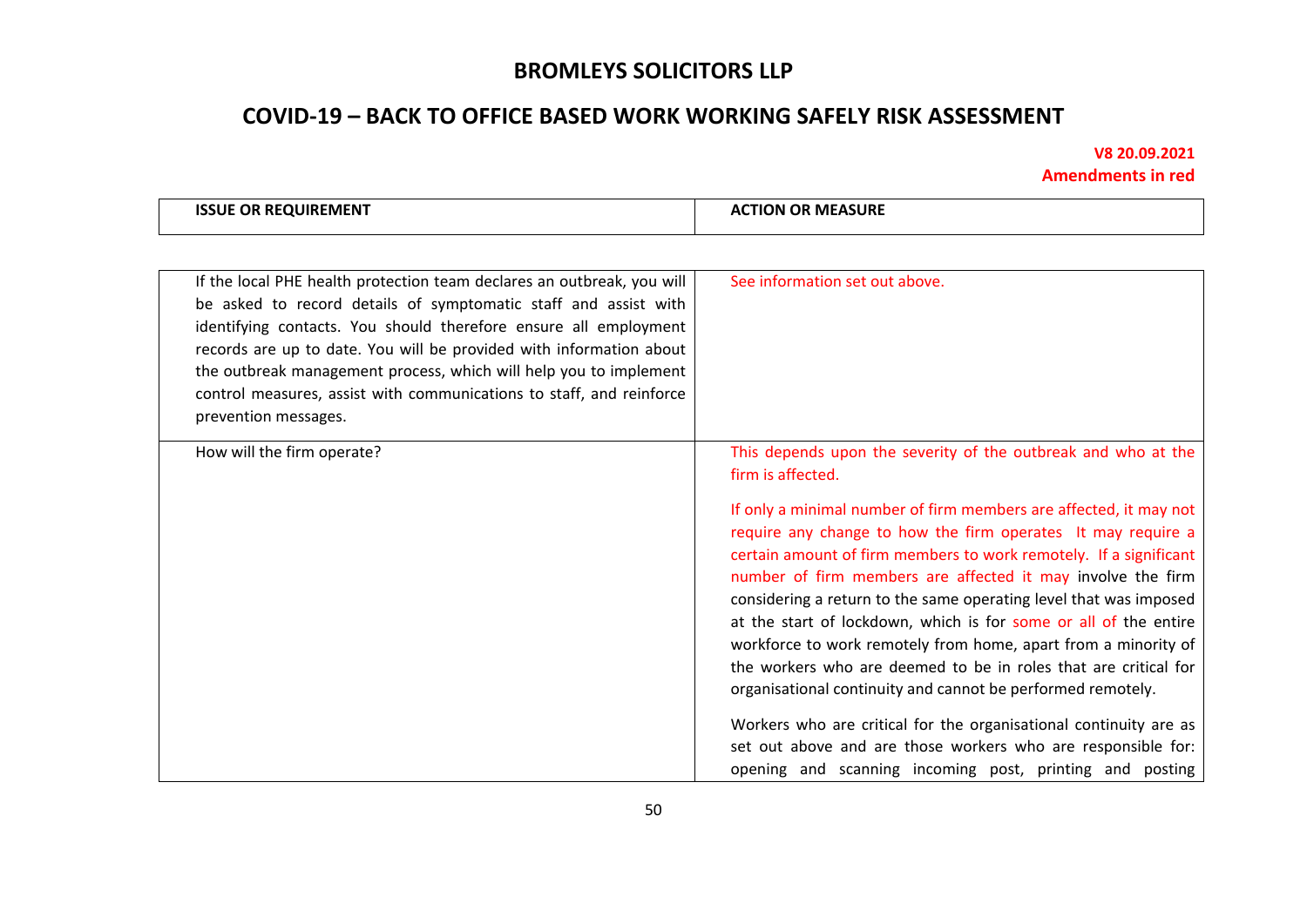| ISSUE OR REQUIREMENT | ACTION OR MEASURE |
| --- | --- |
| If the local PHE health protection team declares an outbreak, you will be asked to record details of symptomatic staff and assist with identifying contacts. You should therefore ensure all employment records are up to date. You will be provided with information about the outbreak management process, which will help you to implement control measures, assist with communications to staff, and reinforce prevention messages. | See information set out above. |
| How will the firm operate? | This depends upon the severity of the outbreak and who at the firm is affected.<br><br>If only a minimal number of firm members are affected, it may not require any change to how the firm operates  It may require a certain amount of firm members to work remotely.  If a significant number of firm members are affected it may involve the firm considering a return to the same operating level that was imposed at the start of lockdown, which is for some or all of the entire workforce to work remotely from home, apart from a minority of the workers who are deemed to be in roles that are critical for organisational continuity and cannot be performed remotely.<br><br>Workers who are critical for the organisational continuity are as set out above and are those workers who are responsible for: opening and scanning incoming post, printing and posting |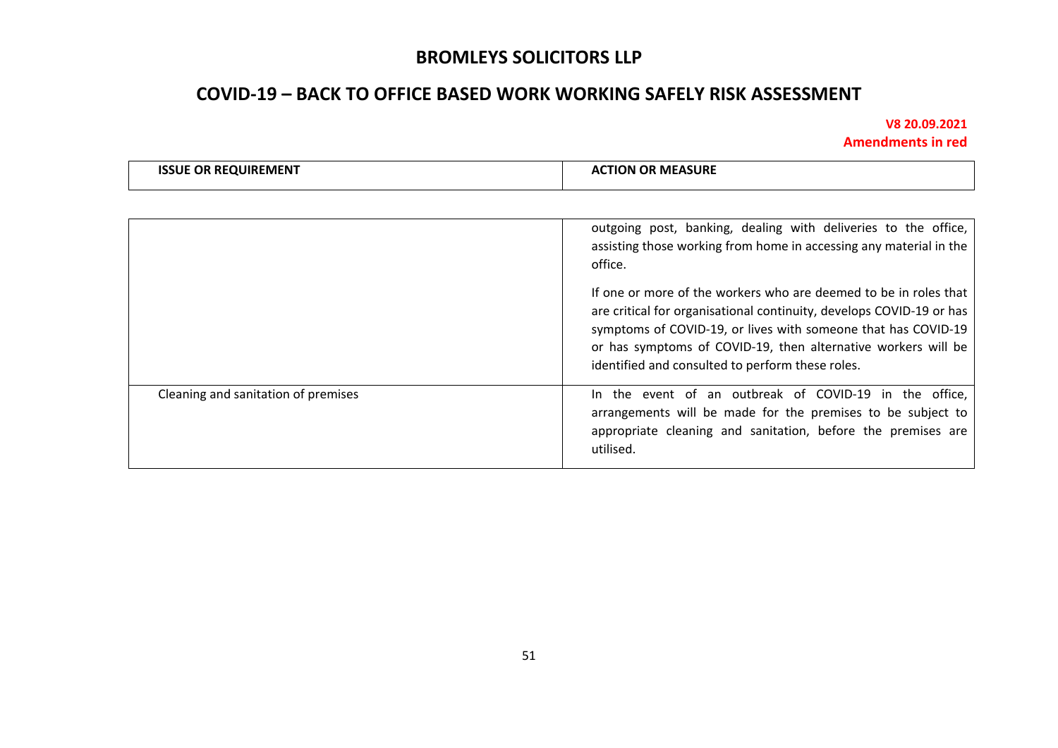| ISSUE OR REQUIREMENT | ACTION OR MEASURE |
|---|---|
| | outgoing post, banking, dealing with deliveries to the office, assisting those working from home in accessing any material in the office.<br><br>If one or more of the workers who are deemed to be in roles that are critical for organisational continuity, develops COVID-19 or has symptoms of COVID-19, or lives with someone that has COVID-19 or has symptoms of COVID-19, then alternative workers will be identified and consulted to perform these roles. |
| Cleaning and sanitation of premises | In the event of an outbreak of COVID-19 in the office, arrangements will be made for the premises to be subject to appropriate cleaning and sanitation, before the premises are utilised. |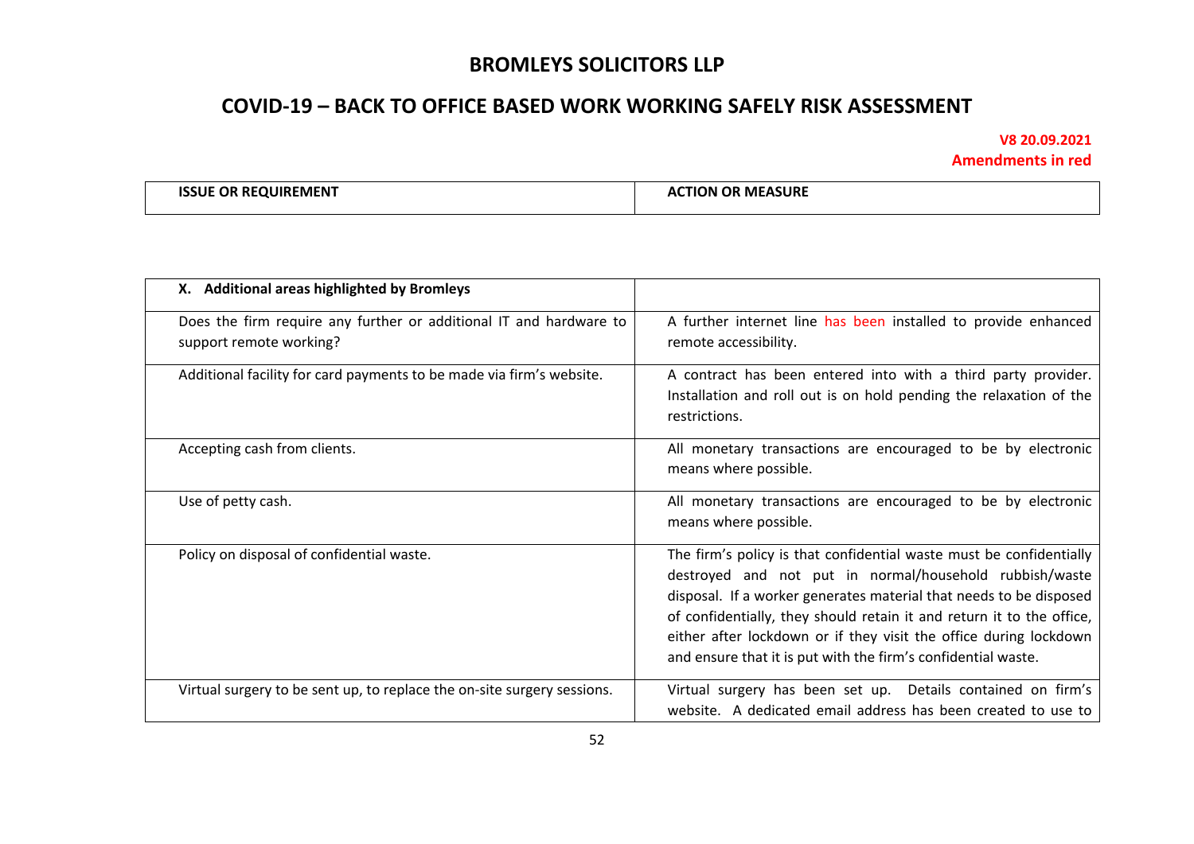# BROMLEYS SOLICITORS LLP

## COVID-19 – BACK TO OFFICE BASED WORK WORKING SAFELY RISK ASSESSMENT

**V8 20.09.2021**
**Amendments in red**

| ISSUE OR REQUIREMENT | ACTION OR MEASURE |
|---|---|
| **X. Additional areas highlighted by Bromleys** | |
| Does the firm require any further or additional IT and hardware to support remote working? | A further internet line has been installed to provide enhanced remote accessibility. |
| Additional facility for card payments to be made via firm's website. | A contract has been entered into with a third party provider. Installation and roll out is on hold pending the relaxation of the restrictions. |
| Accepting cash from clients. | All monetary transactions are encouraged to be by electronic means where possible. |
| Use of petty cash. | All monetary transactions are encouraged to be by electronic means where possible. |
| Policy on disposal of confidential waste. | The firm's policy is that confidential waste must be confidentially destroyed and not put in normal/household rubbish/waste disposal. If a worker generates material that needs to be disposed of confidentially, they should retain it and return it to the office, either after lockdown or if they visit the office during lockdown and ensure that it is put with the firm's confidential waste. |
| Virtual surgery to be sent up, to replace the on-site surgery sessions. | Virtual surgery has been set up. Details contained on firm's website. A dedicated email address has been created to use to |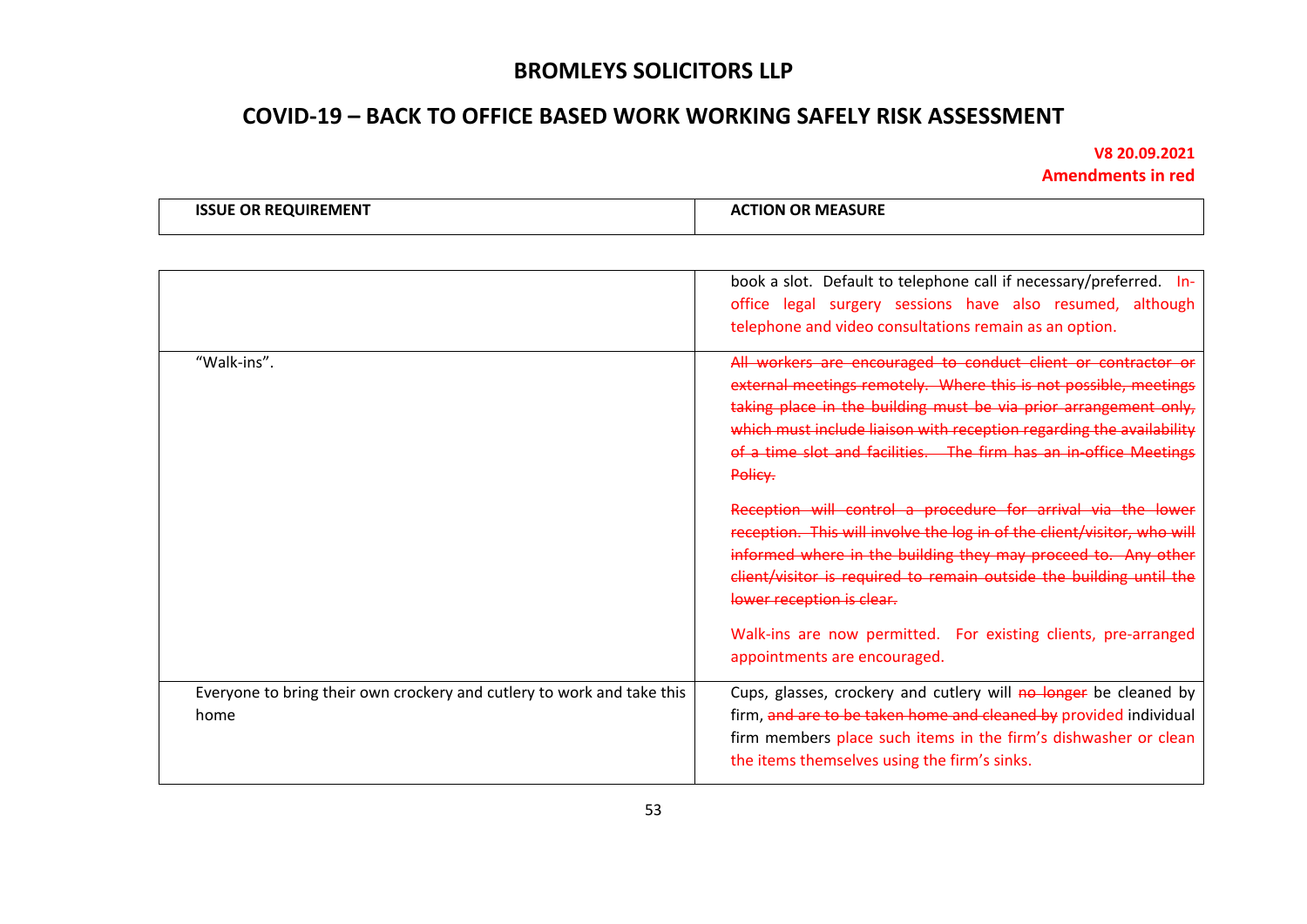| ISSUE OR REQUIREMENT | ACTION OR MEASURE |
|---|---|
| | book a slot. Default to telephone call if necessary/preferred. In-office legal surgery sessions have also resumed, although telephone and video consultations remain as an option. |
| "Walk-ins". | ~~All workers are encouraged to conduct client or contractor or external meetings remotely. Where this is not possible, meetings taking place in the building must be via prior arrangement only, which must include liaison with reception regarding the availability of a time slot and facilities. The firm has an in-office Meetings Policy.~~<br><br>~~Reception will control a procedure for arrival via the lower reception. This will involve the log in of the client/visitor, who will informed where in the building they may proceed to. Any other client/visitor is required to remain outside the building until the lower reception is clear.~~<br><br>Walk-ins are now permitted. For existing clients, pre-arranged appointments are encouraged. |
| Everyone to bring their own crockery and cutlery to work and take this home | Cups, glasses, crockery and cutlery will ~~no longer~~ be cleaned by firm, ~~and are to be taken home and cleaned by~~ provided individual firm members place such items in the firm's dishwasher or clean the items themselves using the firm's sinks. |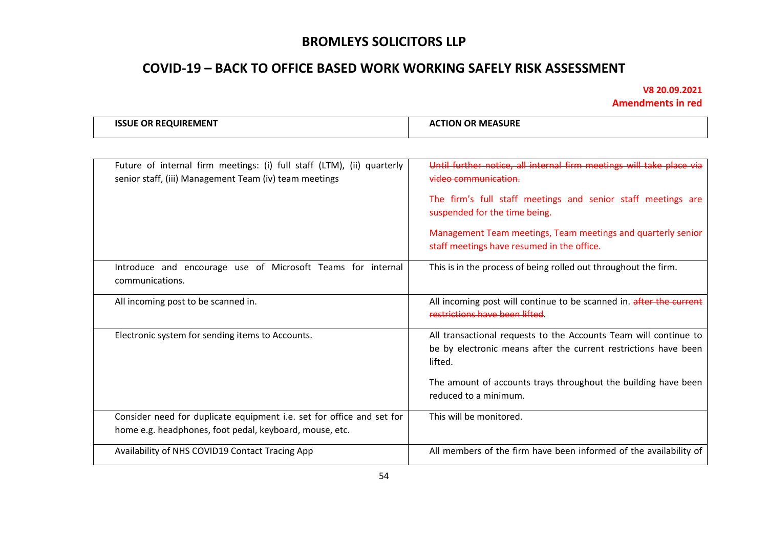## BROMLEYS SOLICITORS LLP

## COVID-19 – BACK TO OFFICE BASED WORK WORKING SAFELY RISK ASSESSMENT

**V8 20.09.2021**
**Amendments in red**

| ISSUE OR REQUIREMENT | ACTION OR MEASURE |
|---|---|
| Future of internal firm meetings: (i) full staff (LTM), (ii) quarterly senior staff, (iii) Management Team (iv) team meetings | ~~Until further notice, all internal firm meetings will take place via video communication.~~<br><br>The firm's full staff meetings and senior staff meetings are suspended for the time being.<br><br>Management Team meetings, Team meetings and quarterly senior staff meetings have resumed in the office. |
| Introduce and encourage use of Microsoft Teams for internal communications. | This is in the process of being rolled out throughout the firm. |
| All incoming post to be scanned in. | All incoming post will continue to be scanned in. ~~after the current restrictions have been lifted~~. |
| Electronic system for sending items to Accounts. | All transactional requests to the Accounts Team will continue to be by electronic means after the current restrictions have been lifted.<br><br>The amount of accounts trays throughout the building have been reduced to a minimum. |
| Consider need for duplicate equipment i.e. set for office and set for home e.g. headphones, foot pedal, keyboard, mouse, etc. | This will be monitored. |
| Availability of NHS COVID19 Contact Tracing App | All members of the firm have been informed of the availability of |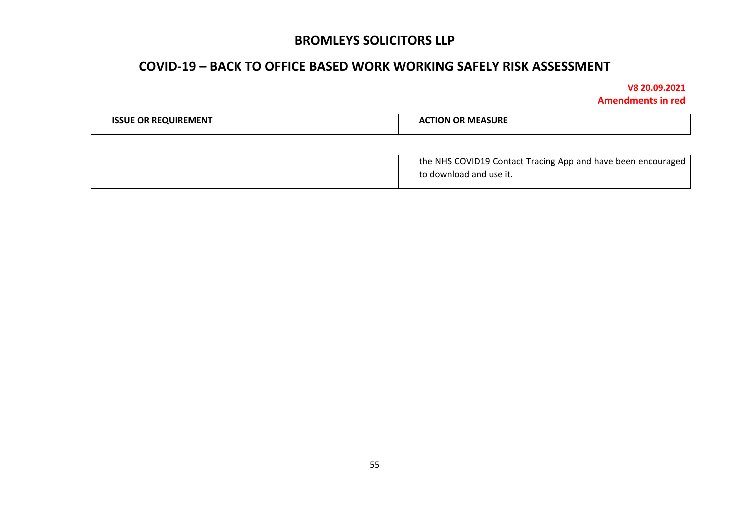| ISSUE OR REQUIREMENT | ACTION OR MEASURE |
| --- | --- |
| | the NHS COVID19 Contact Tracing App and have been encouraged to download and use it. |